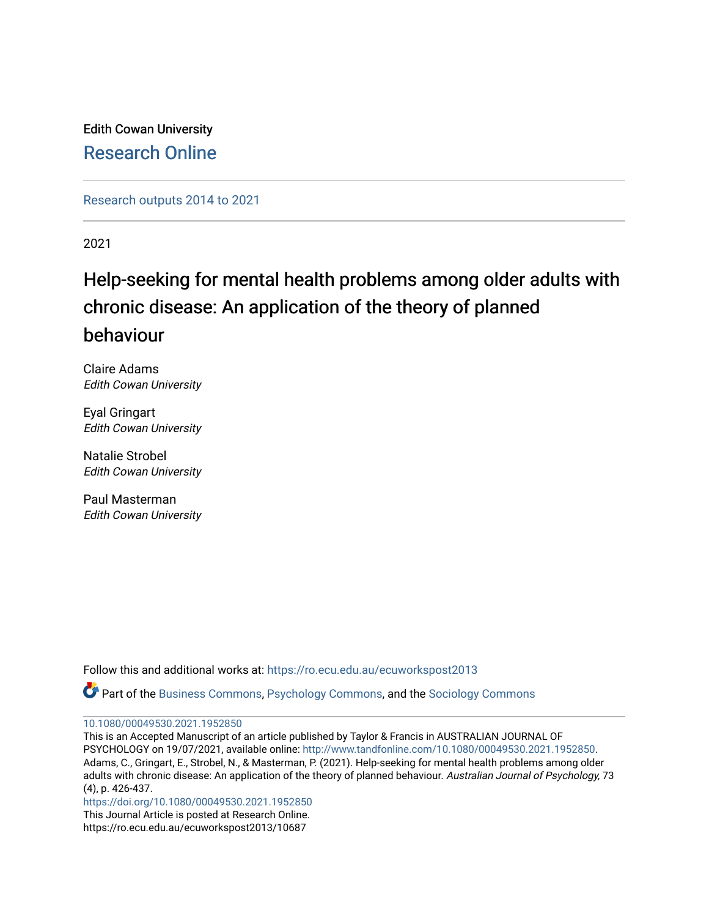Edith Cowan University

Research Online

Research outputs 2014 to 2021

2021

# Help-seeking for mental health problems among older adults with chronic disease: An application of the theory of planned behaviour

Claire Adams
*Edith Cowan University*

Eyal Gringart
*Edith Cowan University*

Natalie Strobel
*Edith Cowan University*

Paul Masterman
*Edith Cowan University*

Follow this and additional works at: https://ro.ecu.edu.au/ecuworkspost2013

Part of the Business Commons, Psychology Commons, and the Sociology Commons

10.1080/00049530.2021.1952850

This is an Accepted Manuscript of an article published by Taylor & Francis in AUSTRALIAN JOURNAL OF PSYCHOLOGY on 19/07/2021, available online: http://www.tandfonline.com/10.1080/00049530.2021.1952850.
Adams, C., Gringart, E., Strobel, N., & Masterman, P. (2021). Help-seeking for mental health problems among older adults with chronic disease: An application of the theory of planned behaviour. *Australian Journal of Psychology,* 73 (4), p. 426-437.
https://doi.org/10.1080/00049530.2021.1952850

This Journal Article is posted at Research Online.
https://ro.ecu.edu.au/ecuworkspost2013/10687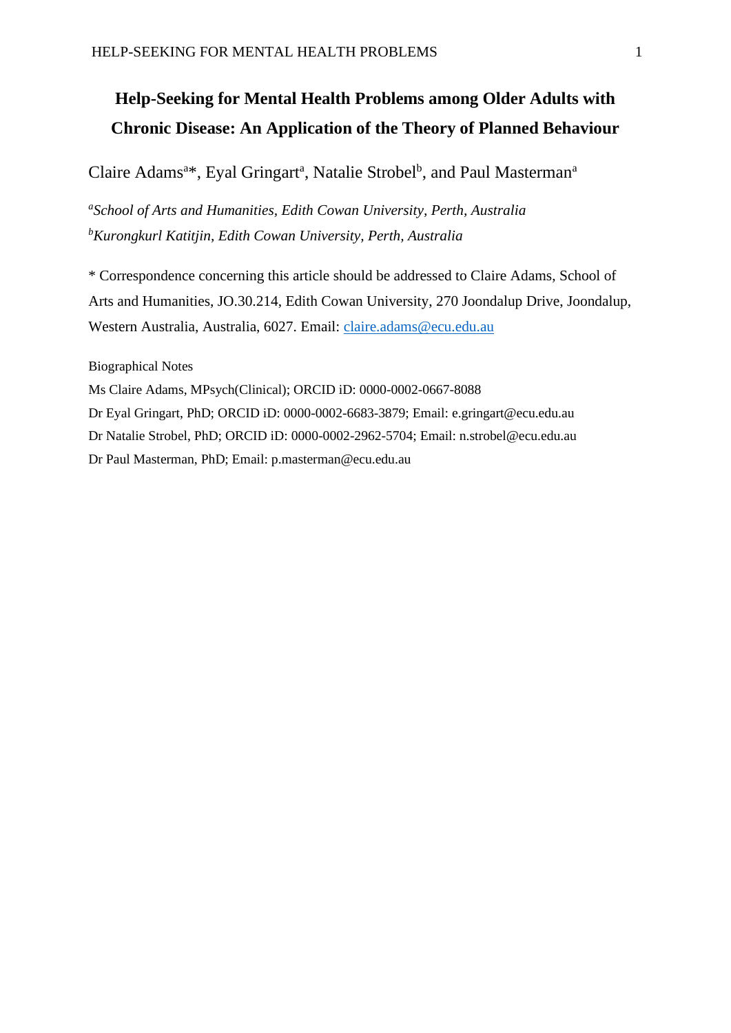# Help-Seeking for Mental Health Problems among Older Adults with Chronic Disease: An Application of the Theory of Planned Behaviour

Claire Adams[a]*, Eyal Gringart[a], Natalie Strobel[b], and Paul Masterman[a]

[a]*School of Arts and Humanities, Edith Cowan University, Perth, Australia*
[b]*Kurongkurl Katitjin, Edith Cowan University, Perth, Australia*

* Correspondence concerning this article should be addressed to Claire Adams, School of Arts and Humanities, JO.30.214, Edith Cowan University, 270 Joondalup Drive, Joondalup, Western Australia, Australia, 6027. Email: claire.adams@ecu.edu.au

Biographical Notes

Ms Claire Adams, MPsych(Clinical); ORCID iD: 0000-0002-0667-8088

Dr Eyal Gringart, PhD; ORCID iD: 0000-0002-6683-3879; Email: e.gringart@ecu.edu.au

Dr Natalie Strobel, PhD; ORCID iD: 0000-0002-2962-5704; Email: n.strobel@ecu.edu.au

Dr Paul Masterman, PhD; Email: p.masterman@ecu.edu.au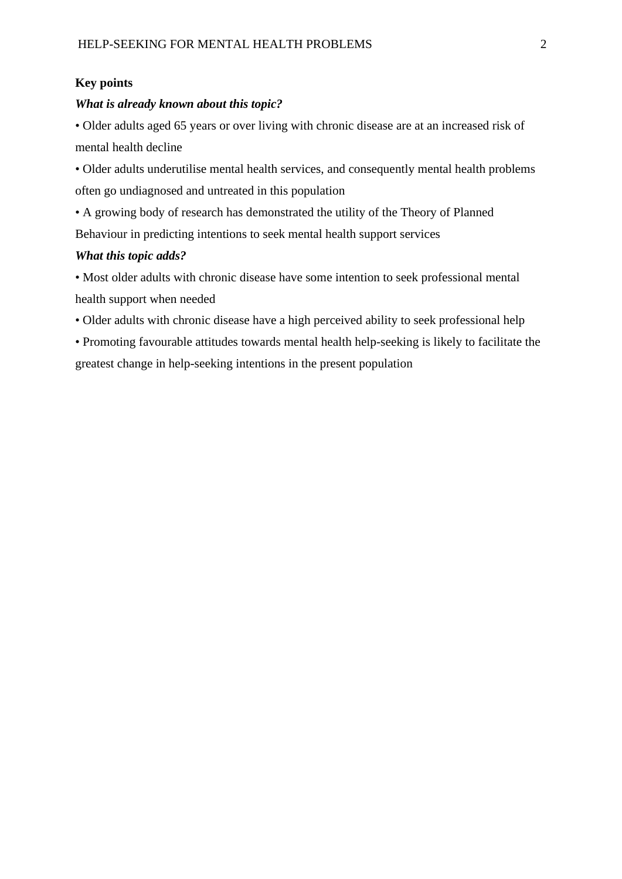**Key points**

***What is already known about this topic?***

- Older adults aged 65 years or over living with chronic disease are at an increased risk of mental health decline
- Older adults underutilise mental health services, and consequently mental health problems often go undiagnosed and untreated in this population
- A growing body of research has demonstrated the utility of the Theory of Planned Behaviour in predicting intentions to seek mental health support services

***What this topic adds?***

- Most older adults with chronic disease have some intention to seek professional mental health support when needed
- Older adults with chronic disease have a high perceived ability to seek professional help
- Promoting favourable attitudes towards mental health help-seeking is likely to facilitate the greatest change in help-seeking intentions in the present population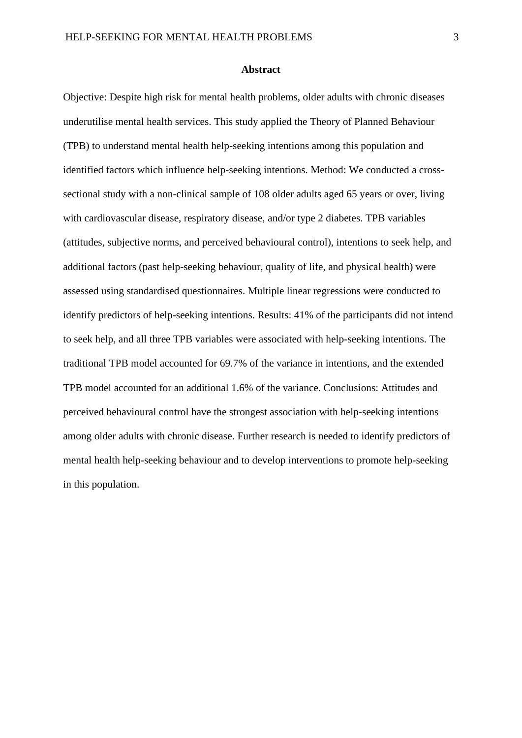## Abstract

Objective: Despite high risk for mental health problems, older adults with chronic diseases underutilise mental health services. This study applied the Theory of Planned Behaviour (TPB) to understand mental health help-seeking intentions among this population and identified factors which influence help-seeking intentions. Method: We conducted a cross-sectional study with a non-clinical sample of 108 older adults aged 65 years or over, living with cardiovascular disease, respiratory disease, and/or type 2 diabetes. TPB variables (attitudes, subjective norms, and perceived behavioural control), intentions to seek help, and additional factors (past help-seeking behaviour, quality of life, and physical health) were assessed using standardised questionnaires. Multiple linear regressions were conducted to identify predictors of help-seeking intentions. Results: 41% of the participants did not intend to seek help, and all three TPB variables were associated with help-seeking intentions. The traditional TPB model accounted for 69.7% of the variance in intentions, and the extended TPB model accounted for an additional 1.6% of the variance. Conclusions: Attitudes and perceived behavioural control have the strongest association with help-seeking intentions among older adults with chronic disease. Further research is needed to identify predictors of mental health help-seeking behaviour and to develop interventions to promote help-seeking in this population.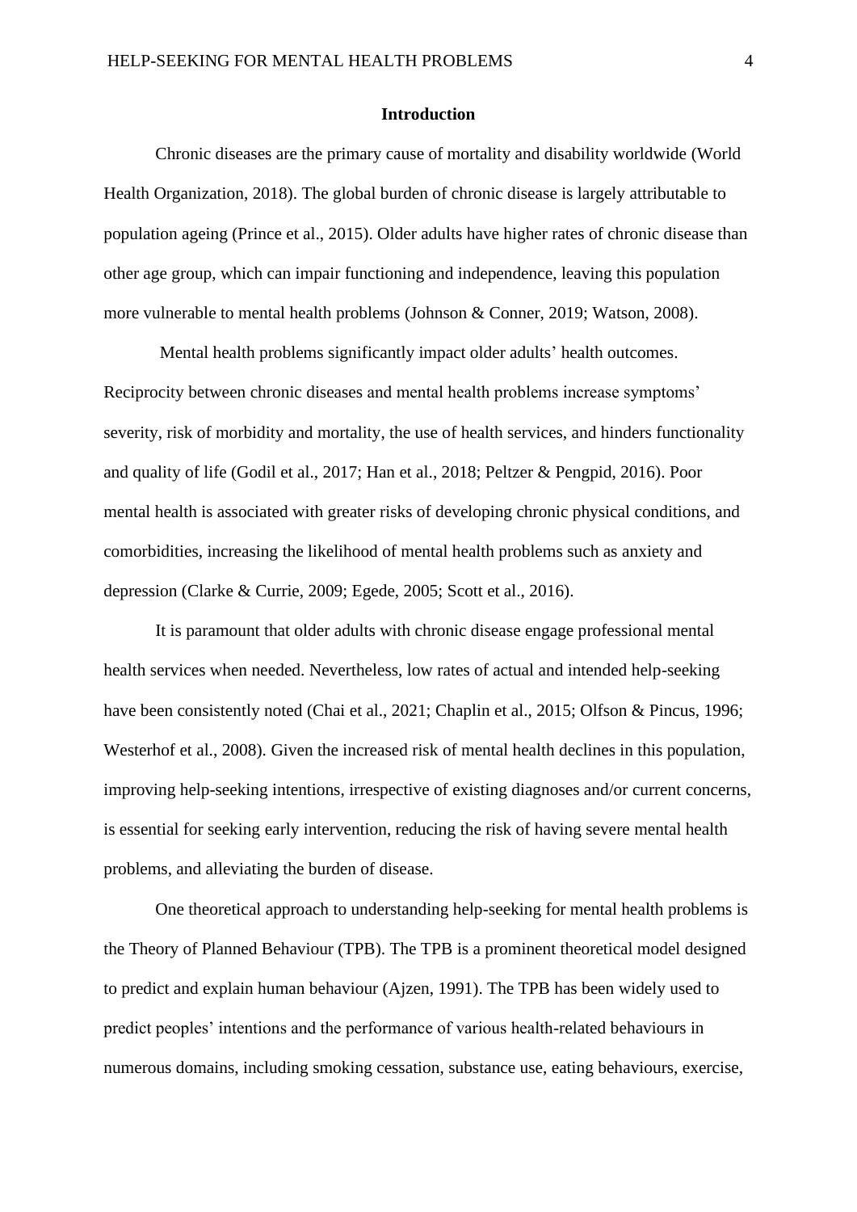## Introduction

Chronic diseases are the primary cause of mortality and disability worldwide (World Health Organization, 2018). The global burden of chronic disease is largely attributable to population ageing (Prince et al., 2015). Older adults have higher rates of chronic disease than other age group, which can impair functioning and independence, leaving this population more vulnerable to mental health problems (Johnson & Conner, 2019; Watson, 2008).

Mental health problems significantly impact older adults' health outcomes. Reciprocity between chronic diseases and mental health problems increase symptoms' severity, risk of morbidity and mortality, the use of health services, and hinders functionality and quality of life (Godil et al., 2017; Han et al., 2018; Peltzer & Pengpid, 2016). Poor mental health is associated with greater risks of developing chronic physical conditions, and comorbidities, increasing the likelihood of mental health problems such as anxiety and depression (Clarke & Currie, 2009; Egede, 2005; Scott et al., 2016).

It is paramount that older adults with chronic disease engage professional mental health services when needed. Nevertheless, low rates of actual and intended help-seeking have been consistently noted (Chai et al., 2021; Chaplin et al., 2015; Olfson & Pincus, 1996; Westerhof et al., 2008). Given the increased risk of mental health declines in this population, improving help-seeking intentions, irrespective of existing diagnoses and/or current concerns, is essential for seeking early intervention, reducing the risk of having severe mental health problems, and alleviating the burden of disease.

One theoretical approach to understanding help-seeking for mental health problems is the Theory of Planned Behaviour (TPB). The TPB is a prominent theoretical model designed to predict and explain human behaviour (Ajzen, 1991). The TPB has been widely used to predict peoples' intentions and the performance of various health-related behaviours in numerous domains, including smoking cessation, substance use, eating behaviours, exercise,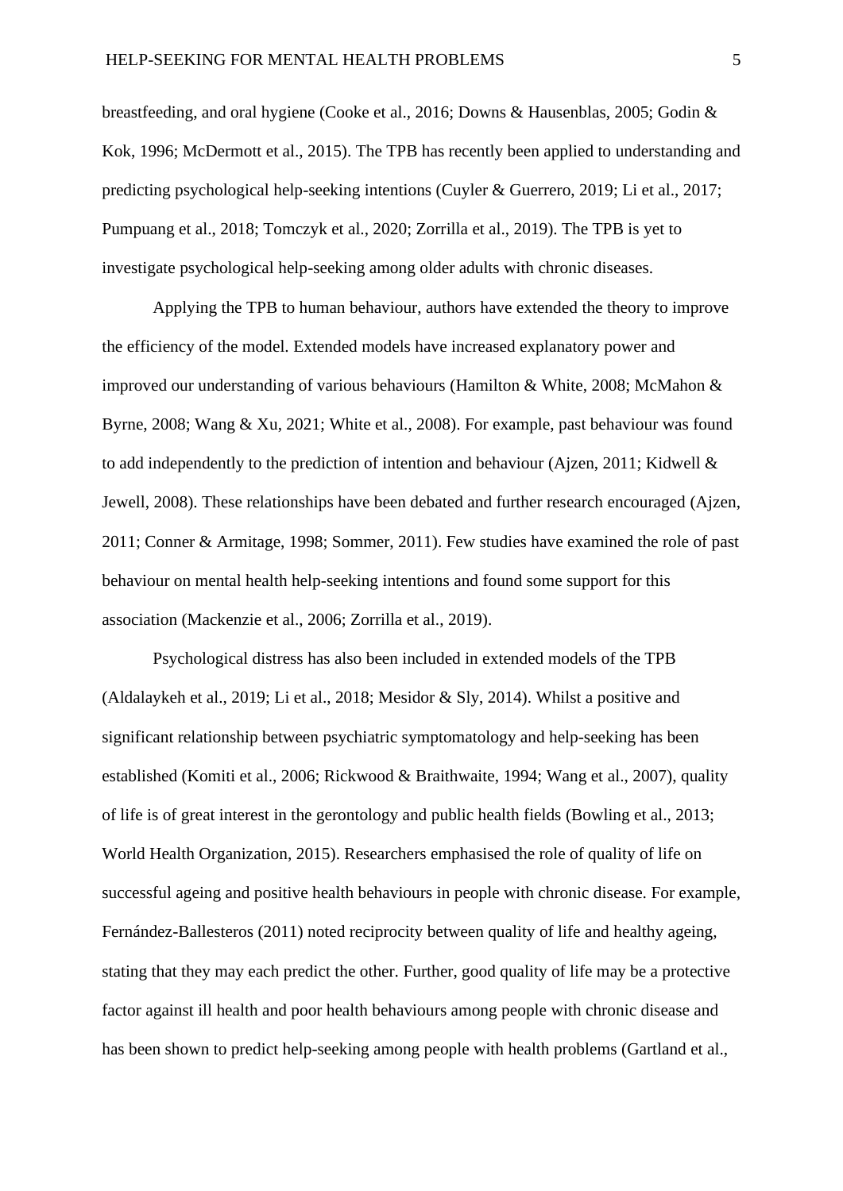breastfeeding, and oral hygiene (Cooke et al., 2016; Downs & Hausenblas, 2005; Godin & Kok, 1996; McDermott et al., 2015). The TPB has recently been applied to understanding and predicting psychological help-seeking intentions (Cuyler & Guerrero, 2019; Li et al., 2017; Pumpuang et al., 2018; Tomczyk et al., 2020; Zorrilla et al., 2019). The TPB is yet to investigate psychological help-seeking among older adults with chronic diseases.

Applying the TPB to human behaviour, authors have extended the theory to improve the efficiency of the model. Extended models have increased explanatory power and improved our understanding of various behaviours (Hamilton & White, 2008; McMahon & Byrne, 2008; Wang & Xu, 2021; White et al., 2008). For example, past behaviour was found to add independently to the prediction of intention and behaviour (Ajzen, 2011; Kidwell & Jewell, 2008). These relationships have been debated and further research encouraged (Ajzen, 2011; Conner & Armitage, 1998; Sommer, 2011). Few studies have examined the role of past behaviour on mental health help-seeking intentions and found some support for this association (Mackenzie et al., 2006; Zorrilla et al., 2019).

Psychological distress has also been included in extended models of the TPB (Aldalaykeh et al., 2019; Li et al., 2018; Mesidor & Sly, 2014). Whilst a positive and significant relationship between psychiatric symptomatology and help-seeking has been established (Komiti et al., 2006; Rickwood & Braithwaite, 1994; Wang et al., 2007), quality of life is of great interest in the gerontology and public health fields (Bowling et al., 2013; World Health Organization, 2015). Researchers emphasised the role of quality of life on successful ageing and positive health behaviours in people with chronic disease. For example, Fernández-Ballesteros (2011) noted reciprocity between quality of life and healthy ageing, stating that they may each predict the other. Further, good quality of life may be a protective factor against ill health and poor health behaviours among people with chronic disease and has been shown to predict help-seeking among people with health problems (Gartland et al.,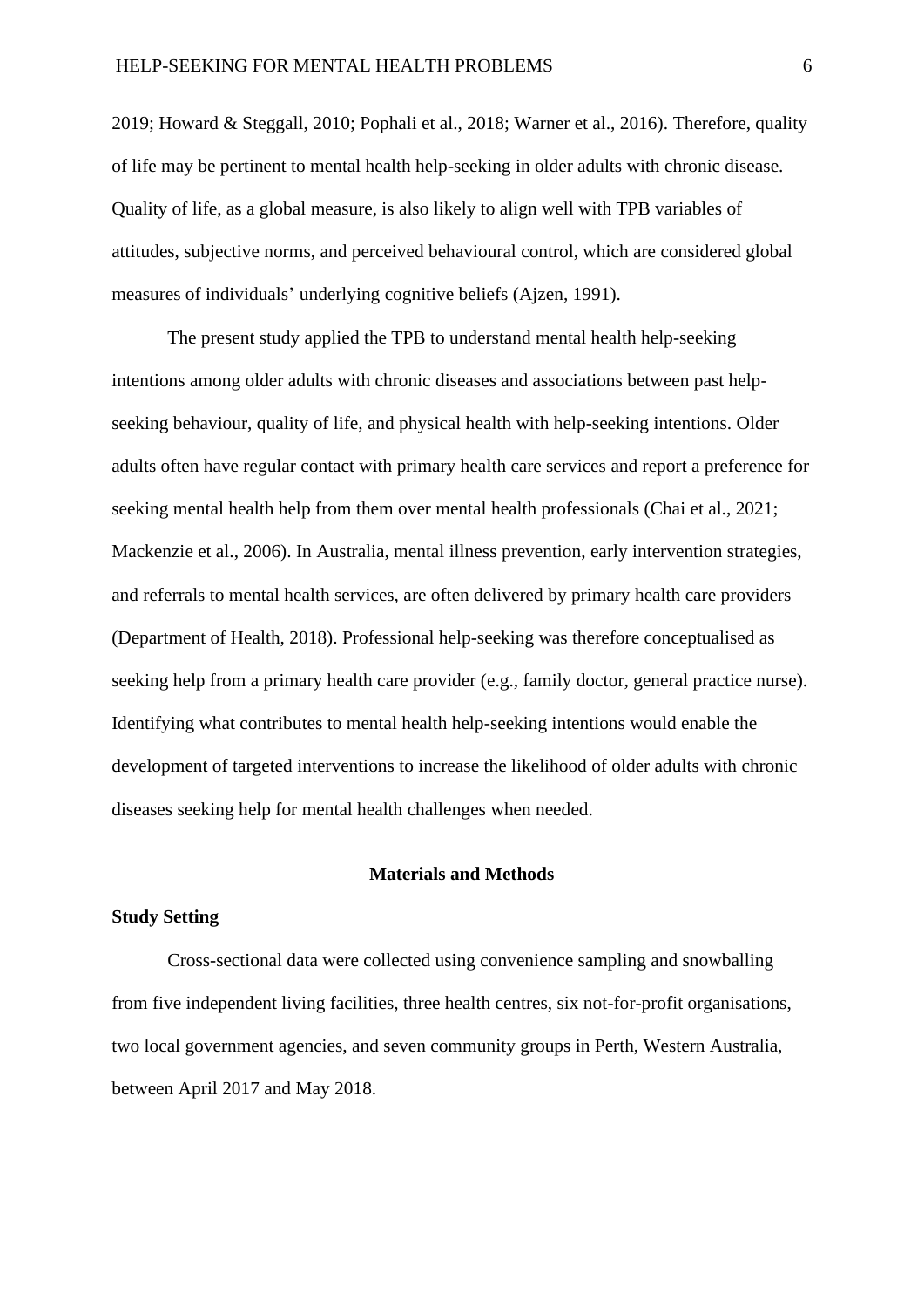2019; Howard & Steggall, 2010; Pophali et al., 2018; Warner et al., 2016). Therefore, quality of life may be pertinent to mental health help-seeking in older adults with chronic disease. Quality of life, as a global measure, is also likely to align well with TPB variables of attitudes, subjective norms, and perceived behavioural control, which are considered global measures of individuals' underlying cognitive beliefs (Ajzen, 1991).

The present study applied the TPB to understand mental health help-seeking intentions among older adults with chronic diseases and associations between past help-seeking behaviour, quality of life, and physical health with help-seeking intentions. Older adults often have regular contact with primary health care services and report a preference for seeking mental health help from them over mental health professionals (Chai et al., 2021; Mackenzie et al., 2006). In Australia, mental illness prevention, early intervention strategies, and referrals to mental health services, are often delivered by primary health care providers (Department of Health, 2018). Professional help-seeking was therefore conceptualised as seeking help from a primary health care provider (e.g., family doctor, general practice nurse). Identifying what contributes to mental health help-seeking intentions would enable the development of targeted interventions to increase the likelihood of older adults with chronic diseases seeking help for mental health challenges when needed.

## Materials and Methods

### Study Setting

Cross-sectional data were collected using convenience sampling and snowballing from five independent living facilities, three health centres, six not-for-profit organisations, two local government agencies, and seven community groups in Perth, Western Australia, between April 2017 and May 2018.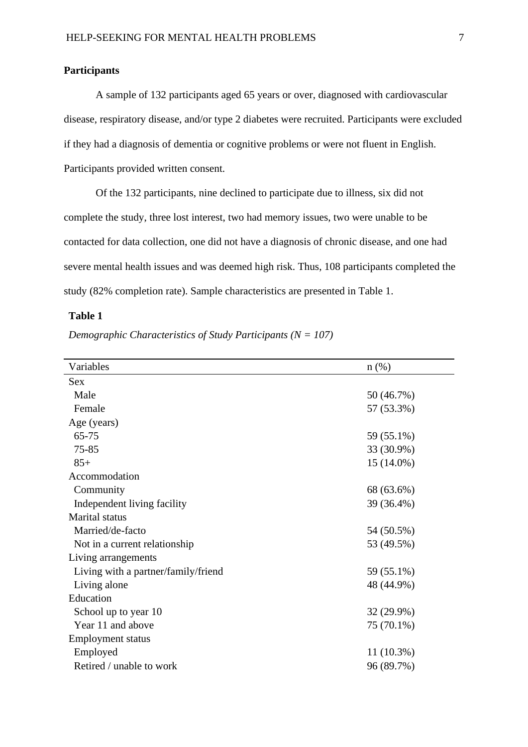**Participants**

A sample of 132 participants aged 65 years or over, diagnosed with cardiovascular disease, respiratory disease, and/or type 2 diabetes were recruited. Participants were excluded if they had a diagnosis of dementia or cognitive problems or were not fluent in English. Participants provided written consent.

Of the 132 participants, nine declined to participate due to illness, six did not complete the study, three lost interest, two had memory issues, two were unable to be contacted for data collection, one did not have a diagnosis of chronic disease, and one had severe mental health issues and was deemed high risk. Thus, 108 participants completed the study (82% completion rate). Sample characteristics are presented in Table 1.

**Table 1**

*Demographic Characteristics of Study Participants (N = 107)*

| Variables | n (%) |
|---|---|
| Sex | |
| Male | 50 (46.7%) |
| Female | 57 (53.3%) |
| Age (years) | |
| 65-75 | 59 (55.1%) |
| 75-85 | 33 (30.9%) |
| 85+ | 15 (14.0%) |
| Accommodation | |
| Community | 68 (63.6%) |
| Independent living facility | 39 (36.4%) |
| Marital status | |
| Married/de-facto | 54 (50.5%) |
| Not in a current relationship | 53 (49.5%) |
| Living arrangements | |
| Living with a partner/family/friend | 59 (55.1%) |
| Living alone | 48 (44.9%) |
| Education | |
| School up to year 10 | 32 (29.9%) |
| Year 11 and above | 75 (70.1%) |
| Employment status | |
| Employed | 11 (10.3%) |
| Retired / unable to work | 96 (89.7%) |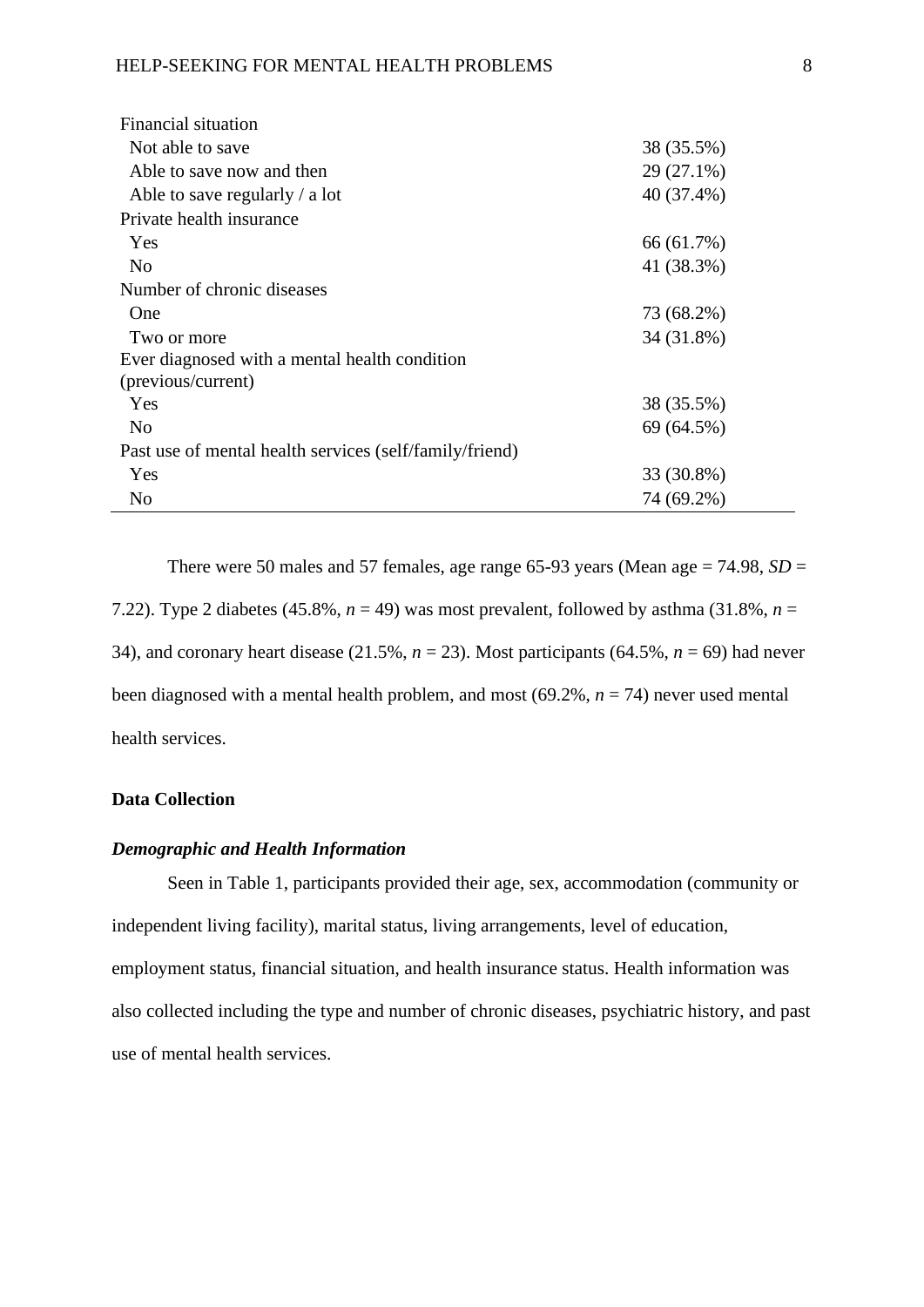| | |
|---|---|
| Financial situation | |
| Not able to save | 38 (35.5%) |
| Able to save now and then | 29 (27.1%) |
| Able to save regularly / a lot | 40 (37.4%) |
| Private health insurance | |
| Yes | 66 (61.7%) |
| No | 41 (38.3%) |
| Number of chronic diseases | |
| One | 73 (68.2%) |
| Two or more | 34 (31.8%) |
| Ever diagnosed with a mental health condition (previous/current) | |
| Yes | 38 (35.5%) |
| No | 69 (64.5%) |
| Past use of mental health services (self/family/friend) | |
| Yes | 33 (30.8%) |
| No | 74 (69.2%) |

There were 50 males and 57 females, age range 65-93 years (Mean age = 74.98, *SD* = 7.22). Type 2 diabetes (45.8%, *n* = 49) was most prevalent, followed by asthma (31.8%, *n* = 34), and coronary heart disease (21.5%, *n* = 23). Most participants (64.5%, *n* = 69) had never been diagnosed with a mental health problem, and most (69.2%, *n* = 74) never used mental health services.

## Data Collection

### *Demographic and Health Information*

Seen in Table 1, participants provided their age, sex, accommodation (community or independent living facility), marital status, living arrangements, level of education, employment status, financial situation, and health insurance status. Health information was also collected including the type and number of chronic diseases, psychiatric history, and past use of mental health services.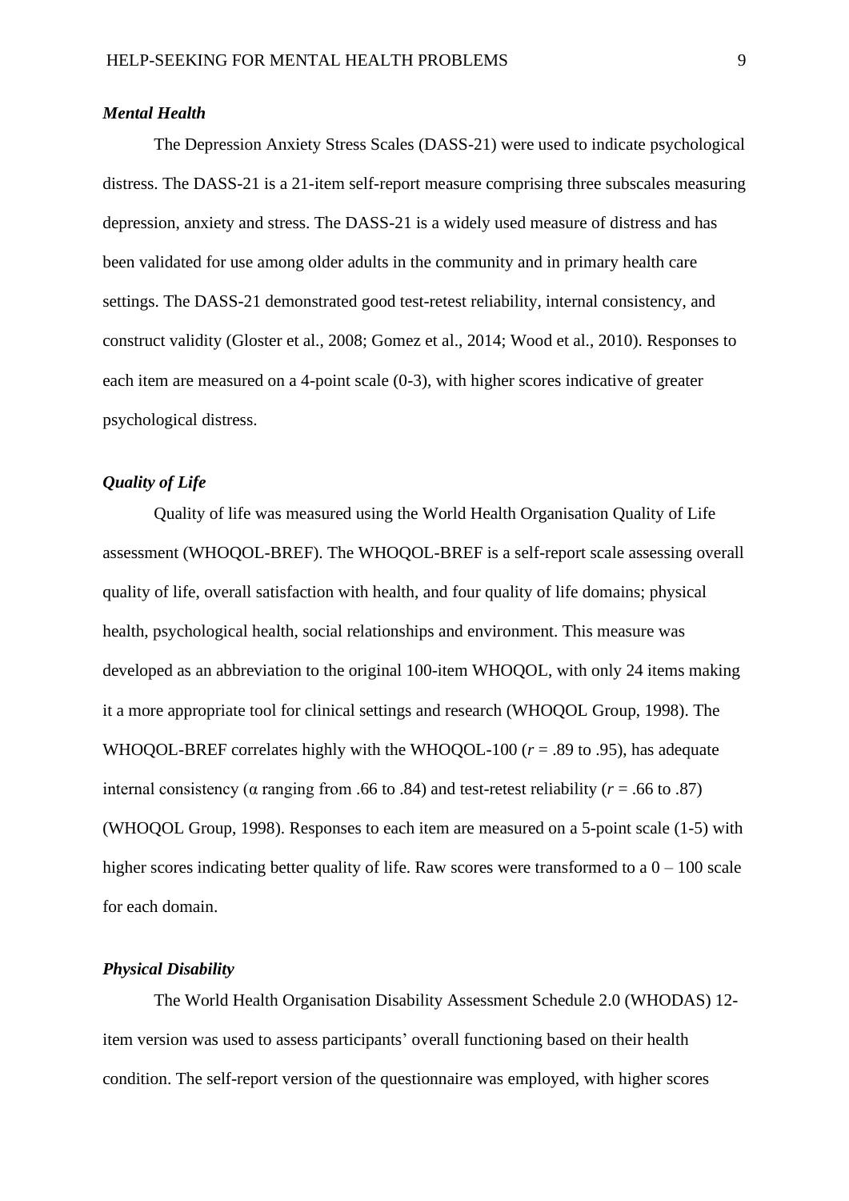### *Mental Health*

The Depression Anxiety Stress Scales (DASS-21) were used to indicate psychological distress. The DASS-21 is a 21-item self-report measure comprising three subscales measuring depression, anxiety and stress. The DASS-21 is a widely used measure of distress and has been validated for use among older adults in the community and in primary health care settings. The DASS-21 demonstrated good test-retest reliability, internal consistency, and construct validity (Gloster et al., 2008; Gomez et al., 2014; Wood et al., 2010). Responses to each item are measured on a 4-point scale (0-3), with higher scores indicative of greater psychological distress.

### *Quality of Life*

Quality of life was measured using the World Health Organisation Quality of Life assessment (WHOQOL-BREF). The WHOQOL-BREF is a self-report scale assessing overall quality of life, overall satisfaction with health, and four quality of life domains; physical health, psychological health, social relationships and environment. This measure was developed as an abbreviation to the original 100-item WHOQOL, with only 24 items making it a more appropriate tool for clinical settings and research (WHOQOL Group, 1998). The WHOQOL-BREF correlates highly with the WHOQOL-100 ($r$ = .89 to .95), has adequate internal consistency ($\alpha$ ranging from .66 to .84) and test-retest reliability ($r$ = .66 to .87) (WHOQOL Group, 1998). Responses to each item are measured on a 5-point scale (1-5) with higher scores indicating better quality of life. Raw scores were transformed to a 0 – 100 scale for each domain.

### *Physical Disability*

The World Health Organisation Disability Assessment Schedule 2.0 (WHODAS) 12-item version was used to assess participants' overall functioning based on their health condition. The self-report version of the questionnaire was employed, with higher scores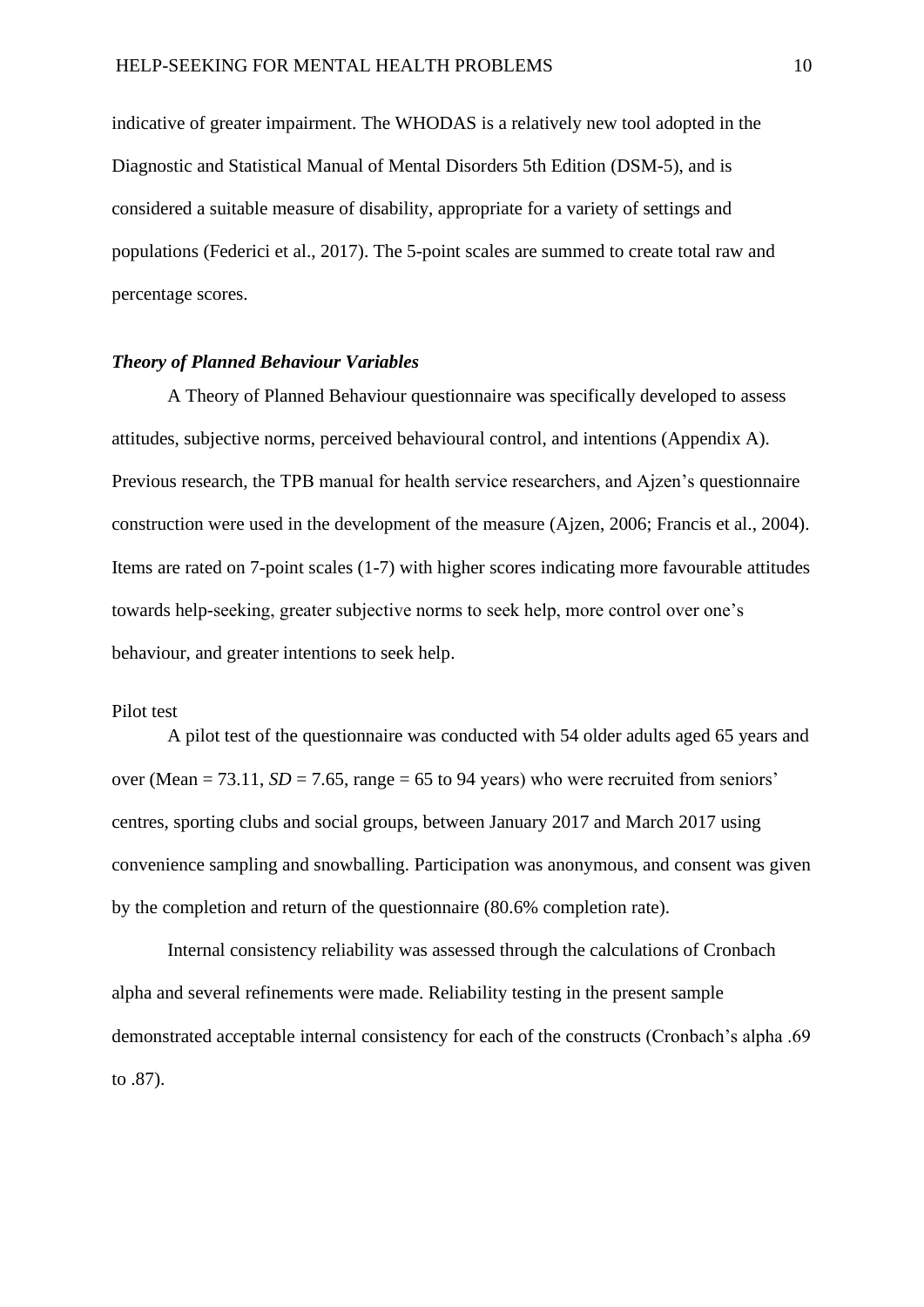indicative of greater impairment. The WHODAS is a relatively new tool adopted in the Diagnostic and Statistical Manual of Mental Disorders 5th Edition (DSM-5), and is considered a suitable measure of disability, appropriate for a variety of settings and populations (Federici et al., 2017). The 5-point scales are summed to create total raw and percentage scores.

### *Theory of Planned Behaviour Variables*

A Theory of Planned Behaviour questionnaire was specifically developed to assess attitudes, subjective norms, perceived behavioural control, and intentions (Appendix A). Previous research, the TPB manual for health service researchers, and Ajzen's questionnaire construction were used in the development of the measure (Ajzen, 2006; Francis et al., 2004). Items are rated on 7-point scales (1-7) with higher scores indicating more favourable attitudes towards help-seeking, greater subjective norms to seek help, more control over one's behaviour, and greater intentions to seek help.

Pilot test

A pilot test of the questionnaire was conducted with 54 older adults aged 65 years and over (Mean = 73.11, *SD* = 7.65, range = 65 to 94 years) who were recruited from seniors' centres, sporting clubs and social groups, between January 2017 and March 2017 using convenience sampling and snowballing. Participation was anonymous, and consent was given by the completion and return of the questionnaire (80.6% completion rate).

Internal consistency reliability was assessed through the calculations of Cronbach alpha and several refinements were made. Reliability testing in the present sample demonstrated acceptable internal consistency for each of the constructs (Cronbach's alpha .69 to .87).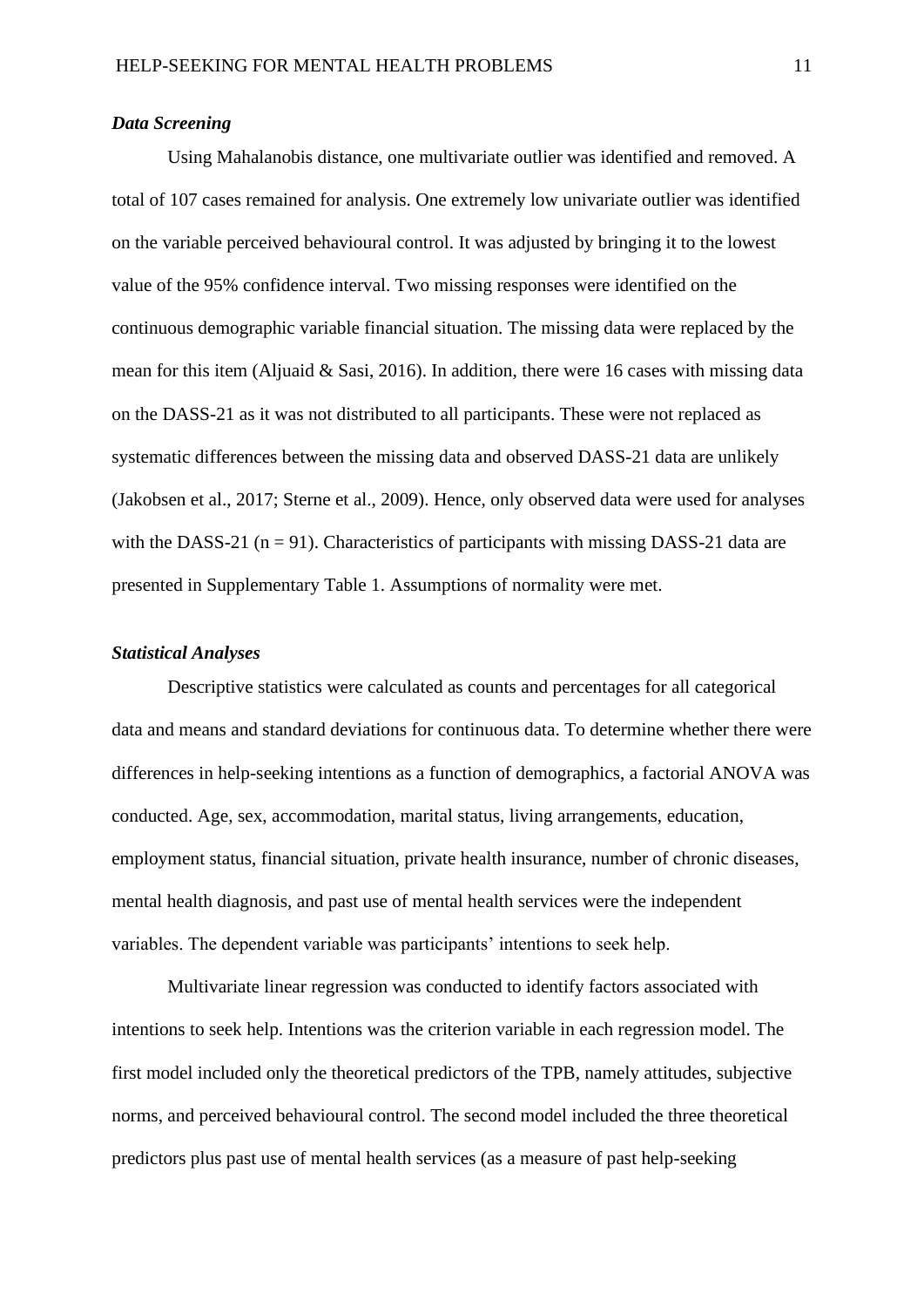### *Data Screening*

Using Mahalanobis distance, one multivariate outlier was identified and removed. A total of 107 cases remained for analysis. One extremely low univariate outlier was identified on the variable perceived behavioural control. It was adjusted by bringing it to the lowest value of the 95% confidence interval. Two missing responses were identified on the continuous demographic variable financial situation. The missing data were replaced by the mean for this item (Aljuaid & Sasi, 2016). In addition, there were 16 cases with missing data on the DASS-21 as it was not distributed to all participants. These were not replaced as systematic differences between the missing data and observed DASS-21 data are unlikely (Jakobsen et al., 2017; Sterne et al., 2009). Hence, only observed data were used for analyses with the DASS-21 ($n = 91$). Characteristics of participants with missing DASS-21 data are presented in Supplementary Table 1. Assumptions of normality were met.

### *Statistical Analyses*

Descriptive statistics were calculated as counts and percentages for all categorical data and means and standard deviations for continuous data. To determine whether there were differences in help-seeking intentions as a function of demographics, a factorial ANOVA was conducted. Age, sex, accommodation, marital status, living arrangements, education, employment status, financial situation, private health insurance, number of chronic diseases, mental health diagnosis, and past use of mental health services were the independent variables. The dependent variable was participants' intentions to seek help.

Multivariate linear regression was conducted to identify factors associated with intentions to seek help. Intentions was the criterion variable in each regression model. The first model included only the theoretical predictors of the TPB, namely attitudes, subjective norms, and perceived behavioural control. The second model included the three theoretical predictors plus past use of mental health services (as a measure of past help-seeking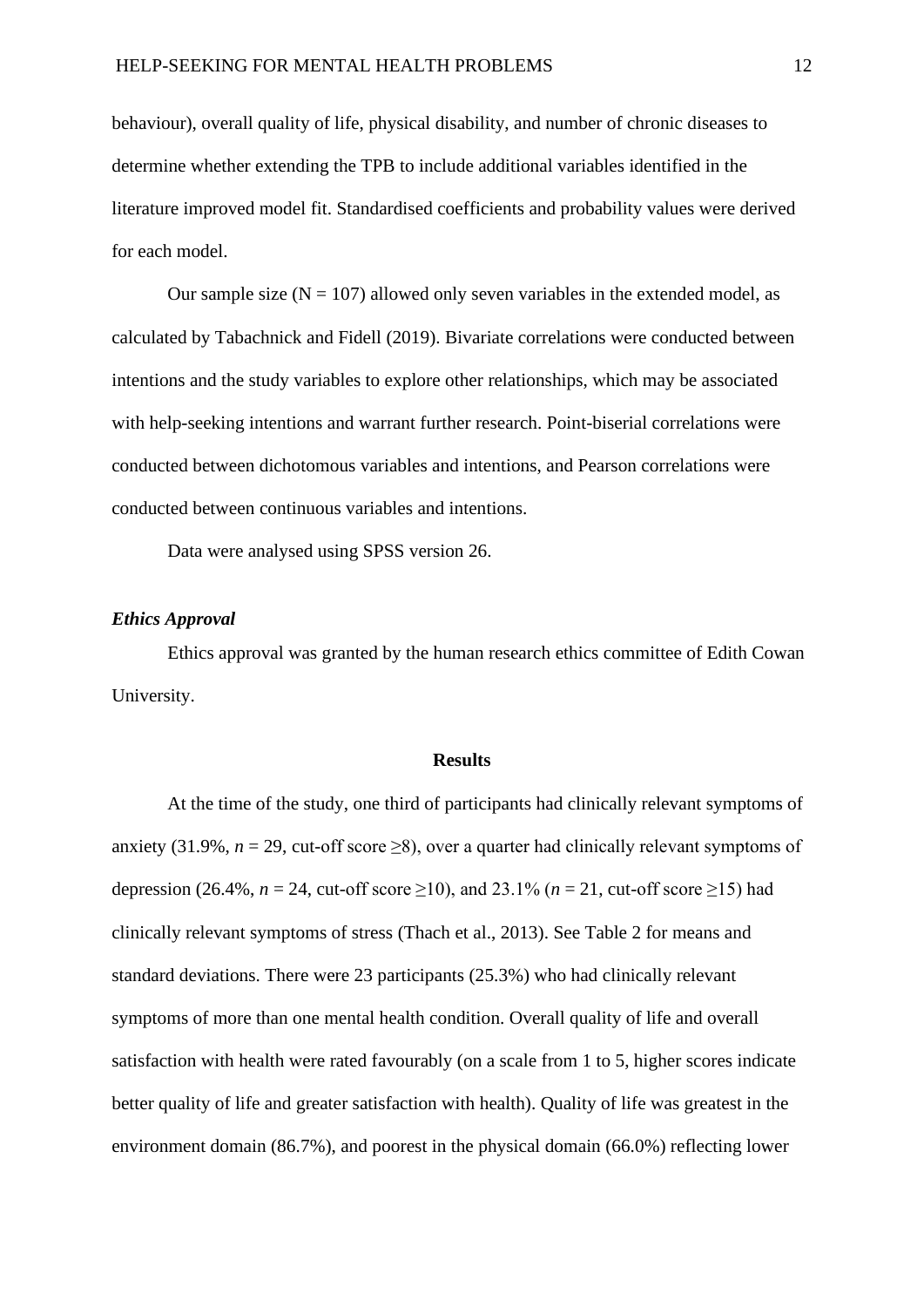behaviour), overall quality of life, physical disability, and number of chronic diseases to determine whether extending the TPB to include additional variables identified in the literature improved model fit. Standardised coefficients and probability values were derived for each model.

Our sample size (N = 107) allowed only seven variables in the extended model, as calculated by Tabachnick and Fidell (2019). Bivariate correlations were conducted between intentions and the study variables to explore other relationships, which may be associated with help-seeking intentions and warrant further research. Point-biserial correlations were conducted between dichotomous variables and intentions, and Pearson correlations were conducted between continuous variables and intentions.

Data were analysed using SPSS version 26.

### *Ethics Approval*

Ethics approval was granted by the human research ethics committee of Edith Cowan University.

## Results

At the time of the study, one third of participants had clinically relevant symptoms of anxiety (31.9%, $n = 29$, cut-off score $\geq 8$), over a quarter had clinically relevant symptoms of depression (26.4%, $n = 24$, cut-off score $\geq 10$), and 23.1% ($n = 21$, cut-off score $\geq 15$) had clinically relevant symptoms of stress (Thach et al., 2013). See Table 2 for means and standard deviations. There were 23 participants (25.3%) who had clinically relevant symptoms of more than one mental health condition. Overall quality of life and overall satisfaction with health were rated favourably (on a scale from 1 to 5, higher scores indicate better quality of life and greater satisfaction with health). Quality of life was greatest in the environment domain (86.7%), and poorest in the physical domain (66.0%) reflecting lower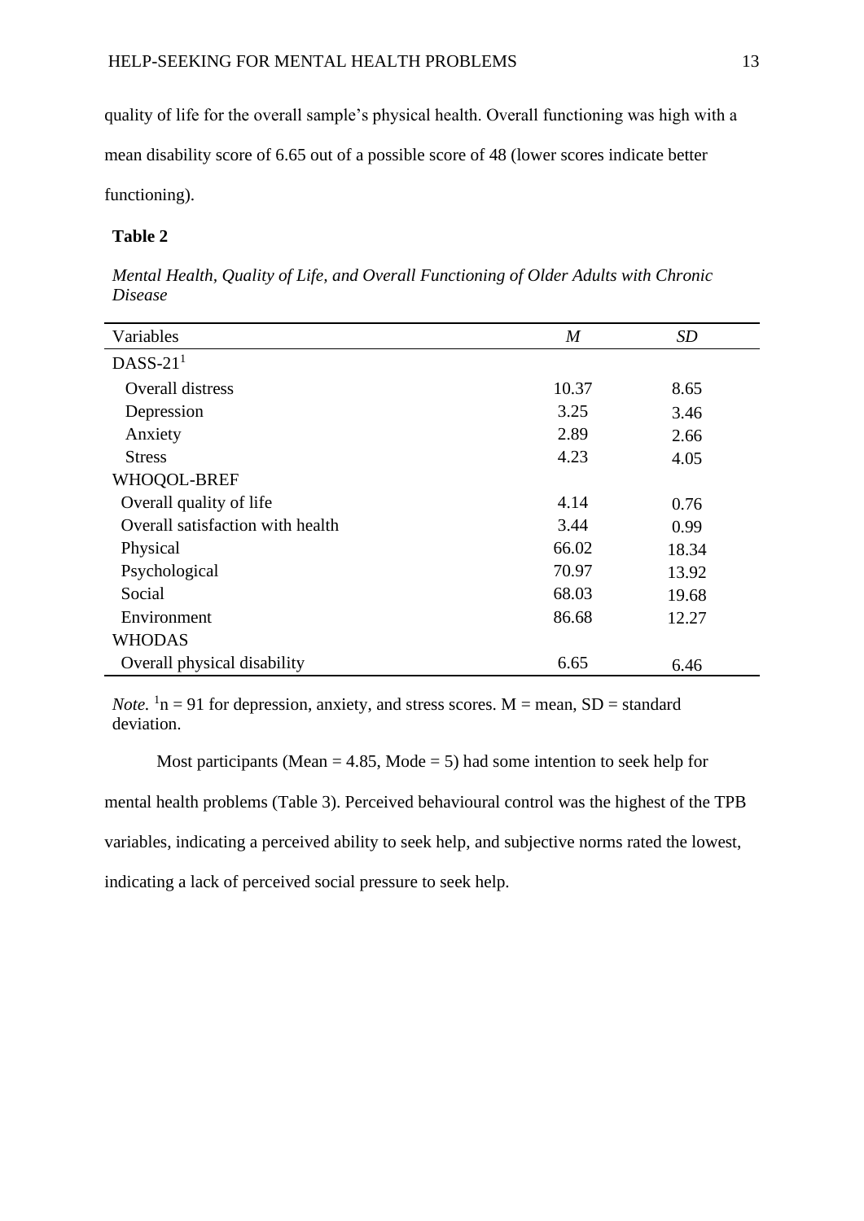quality of life for the overall sample's physical health. Overall functioning was high with a mean disability score of 6.65 out of a possible score of 48 (lower scores indicate better functioning).

**Table 2**

*Mental Health, Quality of Life, and Overall Functioning of Older Adults with Chronic Disease*

| Variables | *M* | *SD* |
|---|---|---|
| DASS-21[1] | | |
| Overall distress | 10.37 | 8.65 |
| Depression | 3.25 | 3.46 |
| Anxiety | 2.89 | 2.66 |
| Stress | 4.23 | 4.05 |
| WHOQOL-BREF | | |
| Overall quality of life | 4.14 | 0.76 |
| Overall satisfaction with health | 3.44 | 0.99 |
| Physical | 66.02 | 18.34 |
| Psychological | 70.97 | 13.92 |
| Social | 68.03 | 19.68 |
| Environment | 86.68 | 12.27 |
| WHODAS | | |
| Overall physical disability | 6.65 | 6.46 |

*Note.* [1]n = 91 for depression, anxiety, and stress scores. M = mean, SD = standard deviation.

Most participants (Mean = 4.85, Mode = 5) had some intention to seek help for mental health problems (Table 3). Perceived behavioural control was the highest of the TPB variables, indicating a perceived ability to seek help, and subjective norms rated the lowest, indicating a lack of perceived social pressure to seek help.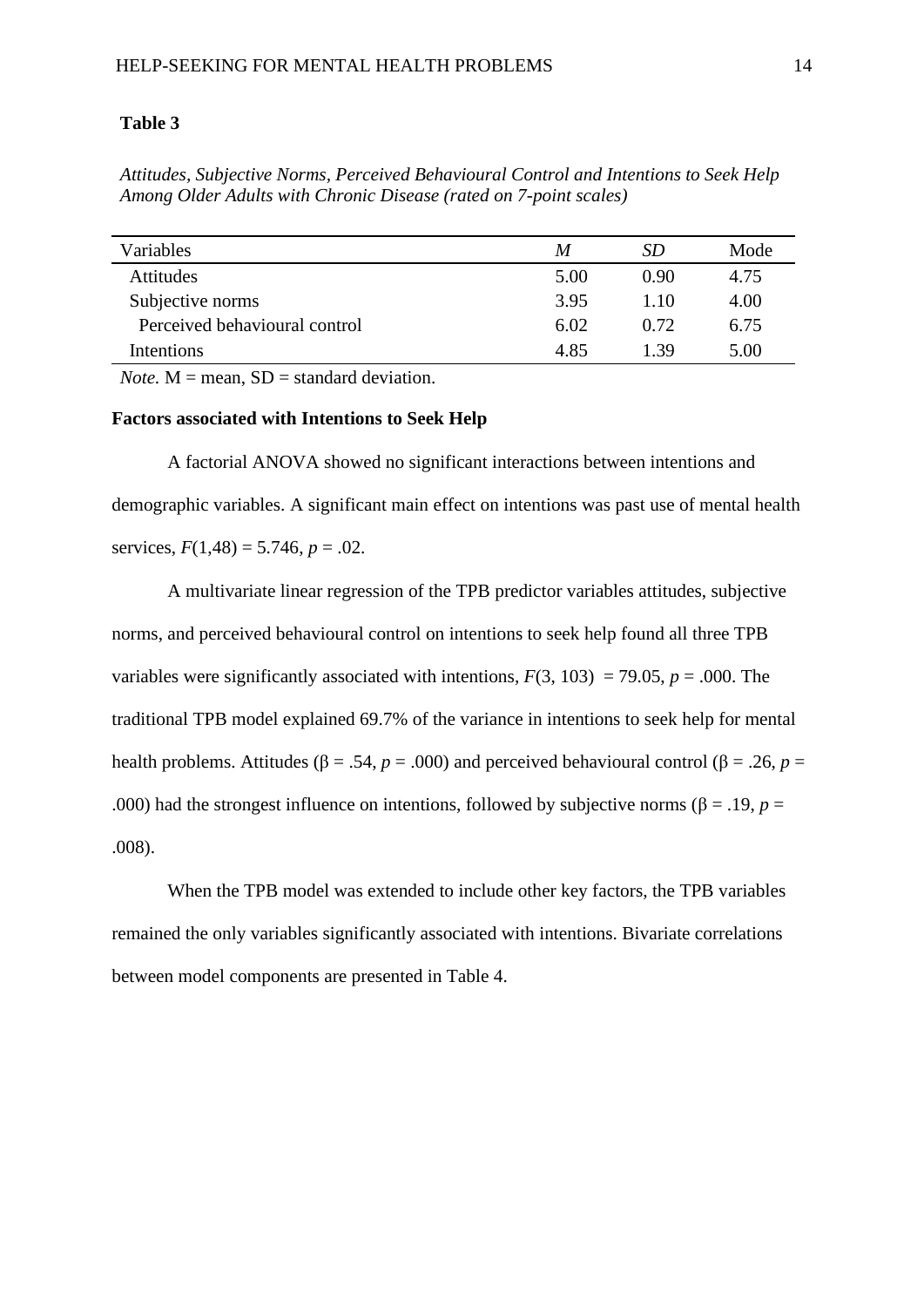**Table 3**

*Attitudes, Subjective Norms, Perceived Behavioural Control and Intentions to Seek Help Among Older Adults with Chronic Disease (rated on 7-point scales)*

| Variables | *M* | *SD* | Mode |
|---|---|---|---|
| Attitudes | 5.00 | 0.90 | 4.75 |
| Subjective norms | 3.95 | 1.10 | 4.00 |
| Perceived behavioural control | 6.02 | 0.72 | 6.75 |
| Intentions | 4.85 | 1.39 | 5.00 |

*Note.* M = mean, SD = standard deviation.

**Factors associated with Intentions to Seek Help**

A factorial ANOVA showed no significant interactions between intentions and demographic variables. A significant main effect on intentions was past use of mental health services, $F(1,48) = 5.746$, $p = .02$.

A multivariate linear regression of the TPB predictor variables attitudes, subjective norms, and perceived behavioural control on intentions to seek help found all three TPB variables were significantly associated with intentions, $F(3, 103) = 79.05$, $p = .000$. The traditional TPB model explained 69.7% of the variance in intentions to seek help for mental health problems. Attitudes ($\beta = .54$, $p = .000$) and perceived behavioural control ($\beta = .26$, $p = .000$) had the strongest influence on intentions, followed by subjective norms ($\beta = .19$, $p = .008$).

When the TPB model was extended to include other key factors, the TPB variables remained the only variables significantly associated with intentions. Bivariate correlations between model components are presented in Table 4.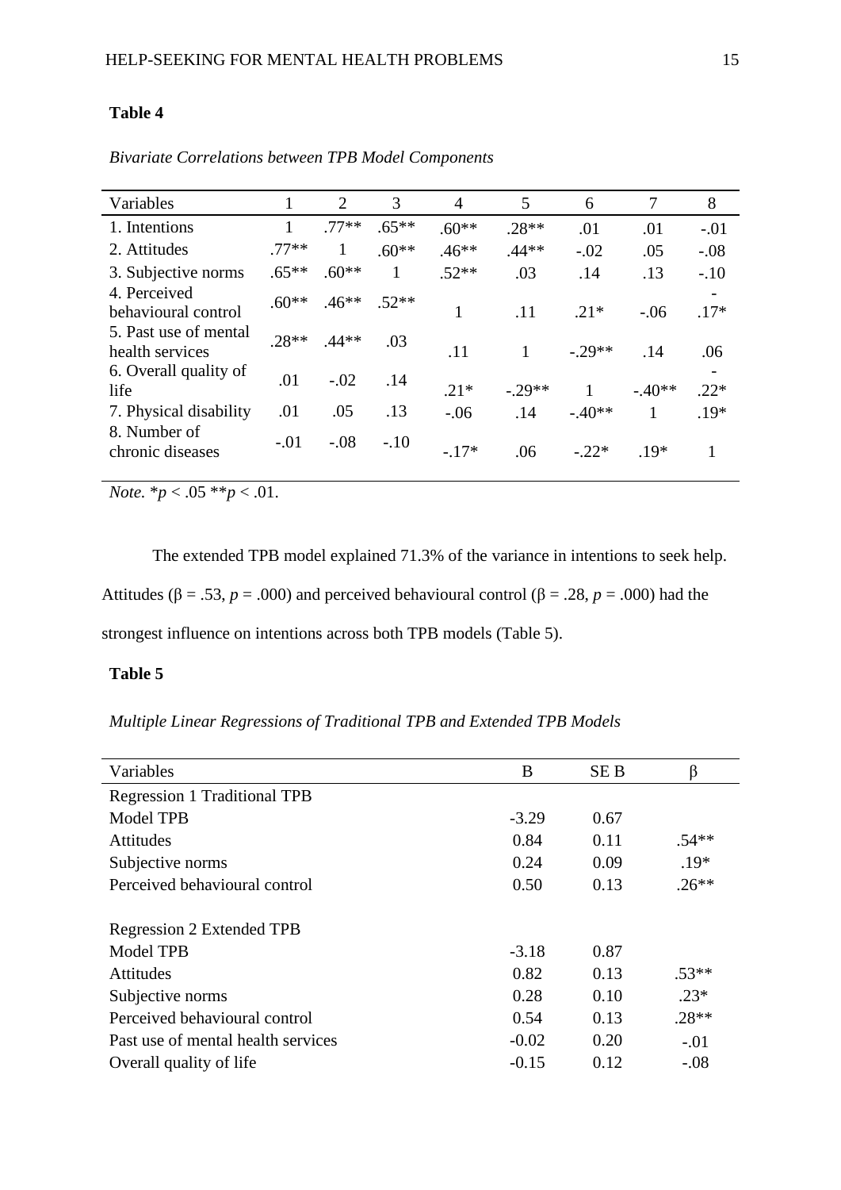**Table 4**

*Bivariate Correlations between TPB Model Components*

| Variables | 1 | 2 | 3 | 4 | 5 | 6 | 7 | 8 |
|---|---|---|---|---|---|---|---|---|
| 1. Intentions | 1 | .77** | .65** | .60** | .28** | .01 | .01 | -.01 |
| 2. Attitudes | .77** | 1 | .60** | .46** | .44** | -.02 | .05 | -.08 |
| 3. Subjective norms | .65** | .60** | 1 | .52** | .03 | .14 | .13 | -.10 |
| 4. Perceived behavioural control | .60** | .46** | .52** | 1 | .11 | .21* | -.06 | -.17* |
| 5. Past use of mental health services | .28** | .44** | .03 | .11 | 1 | -.29** | .14 | .06 |
| 6. Overall quality of life | .01 | -.02 | .14 | .21* | -.29** | 1 | -.40** | -.22* |
| 7. Physical disability | .01 | .05 | .13 | -.06 | .14 | -.40** | 1 | .19* |
| 8. Number of chronic diseases | -.01 | -.08 | -.10 | -.17* | .06 | -.22* | .19* | 1 |

*Note.* $*p < .05$ $**p < .01$.

The extended TPB model explained 71.3% of the variance in intentions to seek help. Attitudes ($\beta = .53$, $p = .000$) and perceived behavioural control ($\beta = .28$, $p = .000$) had the strongest influence on intentions across both TPB models (Table 5).

**Table 5**

*Multiple Linear Regressions of Traditional TPB and Extended TPB Models*

| Variables | B | SE B | β |
|---|---|---|---|
| Regression 1 Traditional TPB | | | |
| Model TPB | -3.29 | 0.67 | |
| Attitudes | 0.84 | 0.11 | .54** |
| Subjective norms | 0.24 | 0.09 | .19* |
| Perceived behavioural control | 0.50 | 0.13 | .26** |
| | | | |
| Regression 2 Extended TPB | | | |
| Model TPB | -3.18 | 0.87 | |
| Attitudes | 0.82 | 0.13 | .53** |
| Subjective norms | 0.28 | 0.10 | .23* |
| Perceived behavioural control | 0.54 | 0.13 | .28** |
| Past use of mental health services | -0.02 | 0.20 | -.01 |
| Overall quality of life | -0.15 | 0.12 | -.08 |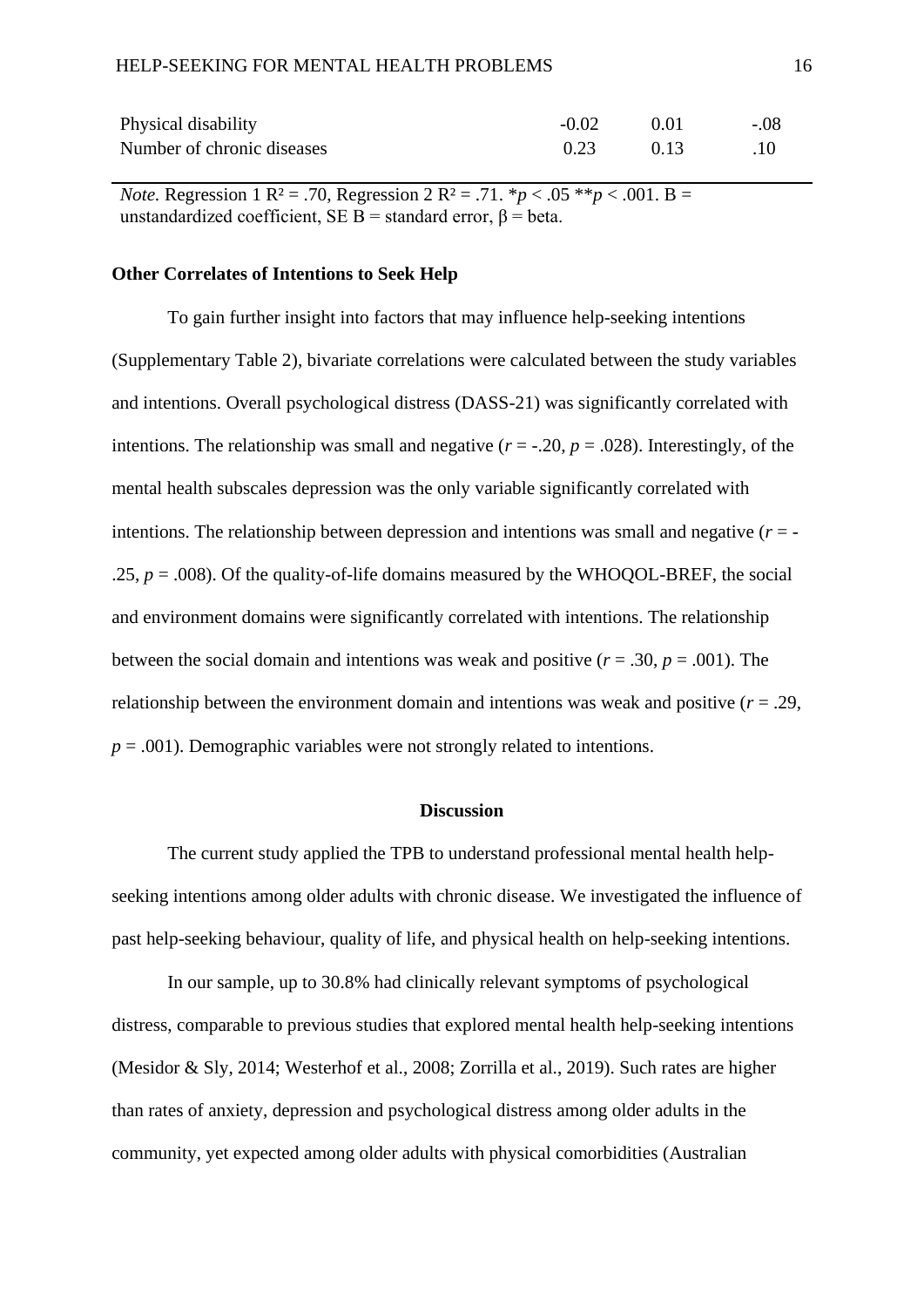| | | | |
|---|---|---|---|
| Physical disability | -0.02 | 0.01 | -.08 |
| Number of chronic diseases | 0.23 | 0.13 | .10 |

*Note.* Regression 1 $R^2 = .70$, Regression 2 $R^2 = .71$. \**p* < .05 \*\**p* < .001. B = unstandardized coefficient, SE B = standard error, β = beta.

**Other Correlates of Intentions to Seek Help**

To gain further insight into factors that may influence help-seeking intentions (Supplementary Table 2), bivariate correlations were calculated between the study variables and intentions. Overall psychological distress (DASS-21) was significantly correlated with intentions. The relationship was small and negative ($r = -.20$, $p = .028$). Interestingly, of the mental health subscales depression was the only variable significantly correlated with intentions. The relationship between depression and intentions was small and negative ($r = -.25$, $p = .008$). Of the quality-of-life domains measured by the WHOQOL-BREF, the social and environment domains were significantly correlated with intentions. The relationship between the social domain and intentions was weak and positive ($r = .30$, $p = .001$). The relationship between the environment domain and intentions was weak and positive ($r = .29$, $p = .001$). Demographic variables were not strongly related to intentions.

## Discussion

The current study applied the TPB to understand professional mental health help-seeking intentions among older adults with chronic disease. We investigated the influence of past help-seeking behaviour, quality of life, and physical health on help-seeking intentions.

In our sample, up to 30.8% had clinically relevant symptoms of psychological distress, comparable to previous studies that explored mental health help-seeking intentions (Mesidor & Sly, 2014; Westerhof et al., 2008; Zorrilla et al., 2019). Such rates are higher than rates of anxiety, depression and psychological distress among older adults in the community, yet expected among older adults with physical comorbidities (Australian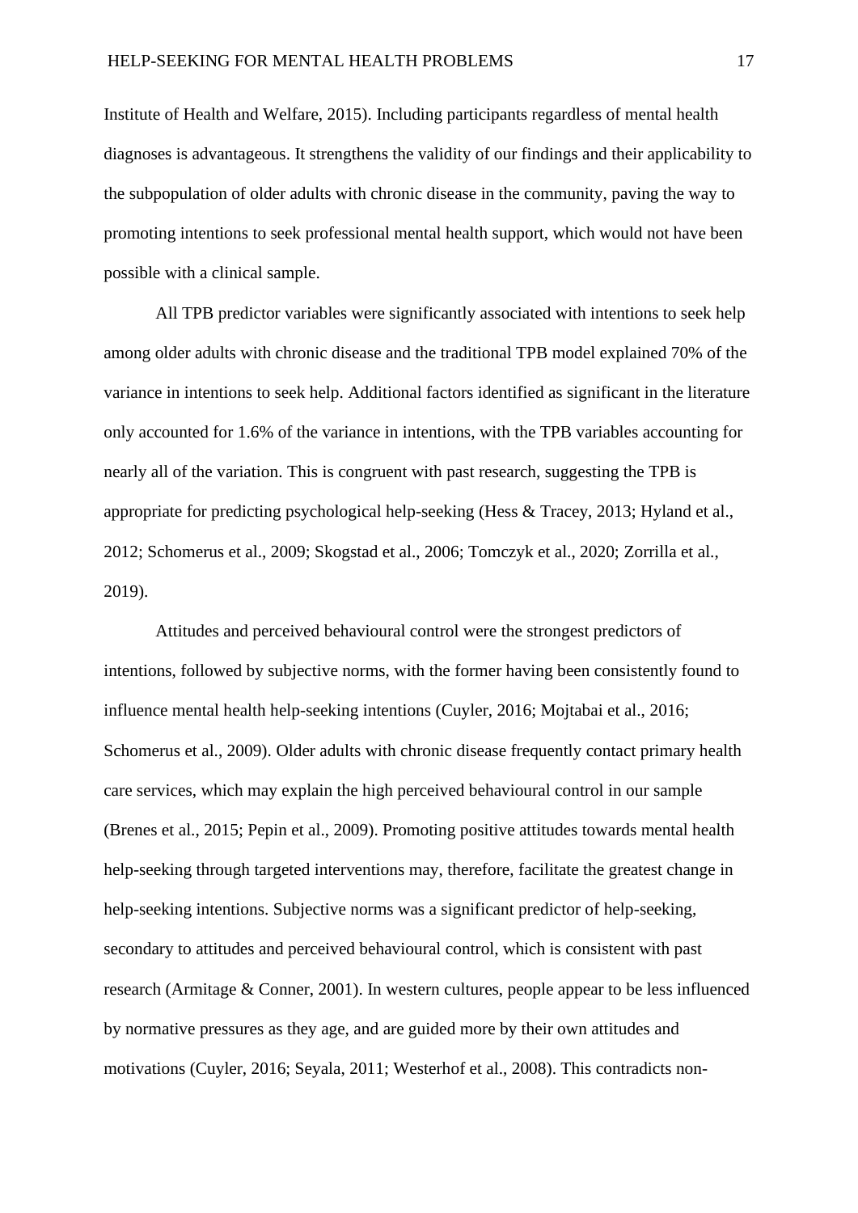Institute of Health and Welfare, 2015). Including participants regardless of mental health diagnoses is advantageous. It strengthens the validity of our findings and their applicability to the subpopulation of older adults with chronic disease in the community, paving the way to promoting intentions to seek professional mental health support, which would not have been possible with a clinical sample.

All TPB predictor variables were significantly associated with intentions to seek help among older adults with chronic disease and the traditional TPB model explained 70% of the variance in intentions to seek help. Additional factors identified as significant in the literature only accounted for 1.6% of the variance in intentions, with the TPB variables accounting for nearly all of the variation. This is congruent with past research, suggesting the TPB is appropriate for predicting psychological help-seeking (Hess & Tracey, 2013; Hyland et al., 2012; Schomerus et al., 2009; Skogstad et al., 2006; Tomczyk et al., 2020; Zorrilla et al., 2019).

Attitudes and perceived behavioural control were the strongest predictors of intentions, followed by subjective norms, with the former having been consistently found to influence mental health help-seeking intentions (Cuyler, 2016; Mojtabai et al., 2016; Schomerus et al., 2009). Older adults with chronic disease frequently contact primary health care services, which may explain the high perceived behavioural control in our sample (Brenes et al., 2015; Pepin et al., 2009). Promoting positive attitudes towards mental health help-seeking through targeted interventions may, therefore, facilitate the greatest change in help-seeking intentions. Subjective norms was a significant predictor of help-seeking, secondary to attitudes and perceived behavioural control, which is consistent with past research (Armitage & Conner, 2001). In western cultures, people appear to be less influenced by normative pressures as they age, and are guided more by their own attitudes and motivations (Cuyler, 2016; Seyala, 2011; Westerhof et al., 2008). This contradicts non-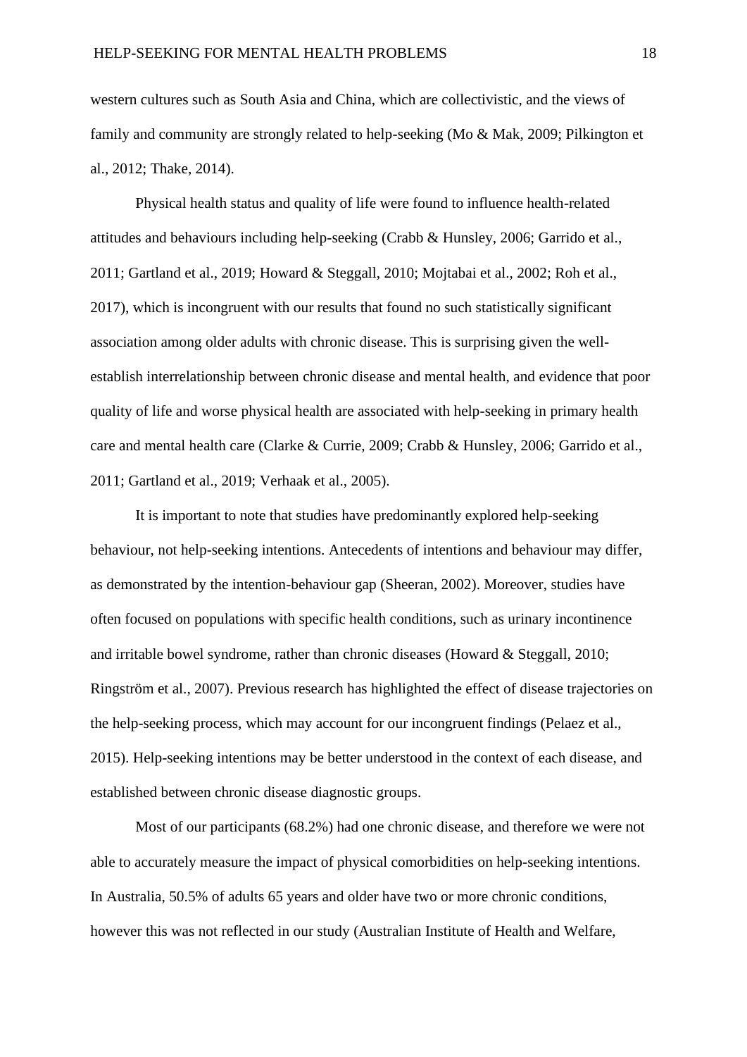western cultures such as South Asia and China, which are collectivistic, and the views of family and community are strongly related to help-seeking (Mo & Mak, 2009; Pilkington et al., 2012; Thake, 2014).

Physical health status and quality of life were found to influence health-related attitudes and behaviours including help-seeking (Crabb & Hunsley, 2006; Garrido et al., 2011; Gartland et al., 2019; Howard & Steggall, 2010; Mojtabai et al., 2002; Roh et al., 2017), which is incongruent with our results that found no such statistically significant association among older adults with chronic disease. This is surprising given the well-establish interrelationship between chronic disease and mental health, and evidence that poor quality of life and worse physical health are associated with help-seeking in primary health care and mental health care (Clarke & Currie, 2009; Crabb & Hunsley, 2006; Garrido et al., 2011; Gartland et al., 2019; Verhaak et al., 2005).

It is important to note that studies have predominantly explored help-seeking behaviour, not help-seeking intentions. Antecedents of intentions and behaviour may differ, as demonstrated by the intention-behaviour gap (Sheeran, 2002). Moreover, studies have often focused on populations with specific health conditions, such as urinary incontinence and irritable bowel syndrome, rather than chronic diseases (Howard & Steggall, 2010; Ringström et al., 2007). Previous research has highlighted the effect of disease trajectories on the help-seeking process, which may account for our incongruent findings (Pelaez et al., 2015). Help-seeking intentions may be better understood in the context of each disease, and established between chronic disease diagnostic groups.

Most of our participants (68.2%) had one chronic disease, and therefore we were not able to accurately measure the impact of physical comorbidities on help-seeking intentions. In Australia, 50.5% of adults 65 years and older have two or more chronic conditions, however this was not reflected in our study (Australian Institute of Health and Welfare,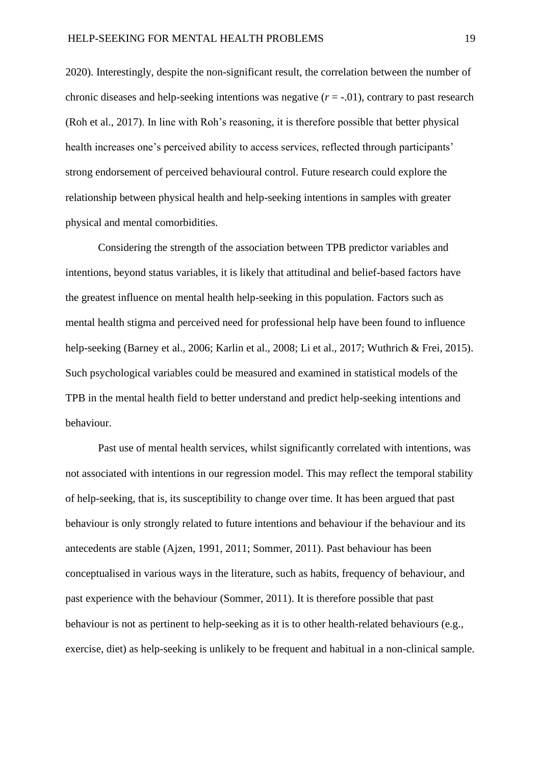2020). Interestingly, despite the non-significant result, the correlation between the number of chronic diseases and help-seeking intentions was negative ($r = -.01$), contrary to past research (Roh et al., 2017). In line with Roh's reasoning, it is therefore possible that better physical health increases one's perceived ability to access services, reflected through participants' strong endorsement of perceived behavioural control. Future research could explore the relationship between physical health and help-seeking intentions in samples with greater physical and mental comorbidities.

Considering the strength of the association between TPB predictor variables and intentions, beyond status variables, it is likely that attitudinal and belief-based factors have the greatest influence on mental health help-seeking in this population. Factors such as mental health stigma and perceived need for professional help have been found to influence help-seeking (Barney et al., 2006; Karlin et al., 2008; Li et al., 2017; Wuthrich & Frei, 2015). Such psychological variables could be measured and examined in statistical models of the TPB in the mental health field to better understand and predict help-seeking intentions and behaviour.

Past use of mental health services, whilst significantly correlated with intentions, was not associated with intentions in our regression model. This may reflect the temporal stability of help-seeking, that is, its susceptibility to change over time. It has been argued that past behaviour is only strongly related to future intentions and behaviour if the behaviour and its antecedents are stable (Ajzen, 1991, 2011; Sommer, 2011). Past behaviour has been conceptualised in various ways in the literature, such as habits, frequency of behaviour, and past experience with the behaviour (Sommer, 2011). It is therefore possible that past behaviour is not as pertinent to help-seeking as it is to other health-related behaviours (e.g., exercise, diet) as help-seeking is unlikely to be frequent and habitual in a non-clinical sample.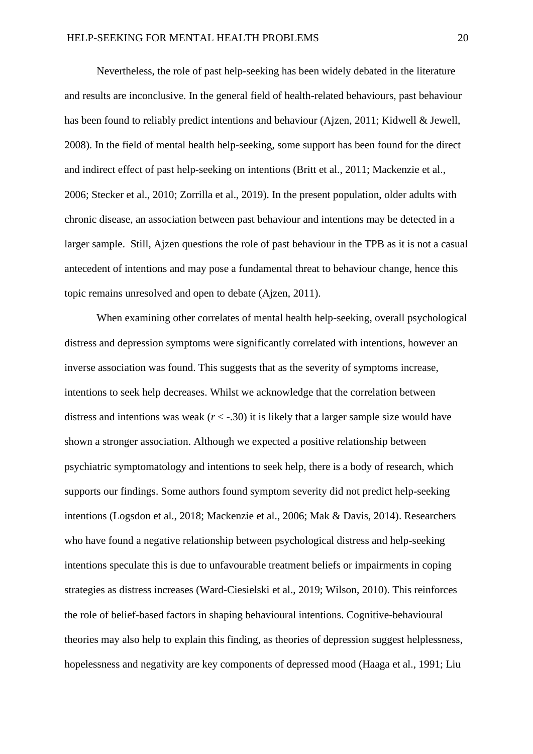Nevertheless, the role of past help-seeking has been widely debated in the literature and results are inconclusive. In the general field of health-related behaviours, past behaviour has been found to reliably predict intentions and behaviour (Ajzen, 2011; Kidwell & Jewell, 2008). In the field of mental health help-seeking, some support has been found for the direct and indirect effect of past help-seeking on intentions (Britt et al., 2011; Mackenzie et al., 2006; Stecker et al., 2010; Zorrilla et al., 2019). In the present population, older adults with chronic disease, an association between past behaviour and intentions may be detected in a larger sample. Still, Ajzen questions the role of past behaviour in the TPB as it is not a casual antecedent of intentions and may pose a fundamental threat to behaviour change, hence this topic remains unresolved and open to debate (Ajzen, 2011).

When examining other correlates of mental health help-seeking, overall psychological distress and depression symptoms were significantly correlated with intentions, however an inverse association was found. This suggests that as the severity of symptoms increase, intentions to seek help decreases. Whilst we acknowledge that the correlation between distress and intentions was weak ($r < -.30$) it is likely that a larger sample size would have shown a stronger association. Although we expected a positive relationship between psychiatric symptomatology and intentions to seek help, there is a body of research, which supports our findings. Some authors found symptom severity did not predict help-seeking intentions (Logsdon et al., 2018; Mackenzie et al., 2006; Mak & Davis, 2014). Researchers who have found a negative relationship between psychological distress and help-seeking intentions speculate this is due to unfavourable treatment beliefs or impairments in coping strategies as distress increases (Ward-Ciesielski et al., 2019; Wilson, 2010). This reinforces the role of belief-based factors in shaping behavioural intentions. Cognitive-behavioural theories may also help to explain this finding, as theories of depression suggest helplessness, hopelessness and negativity are key components of depressed mood (Haaga et al., 1991; Liu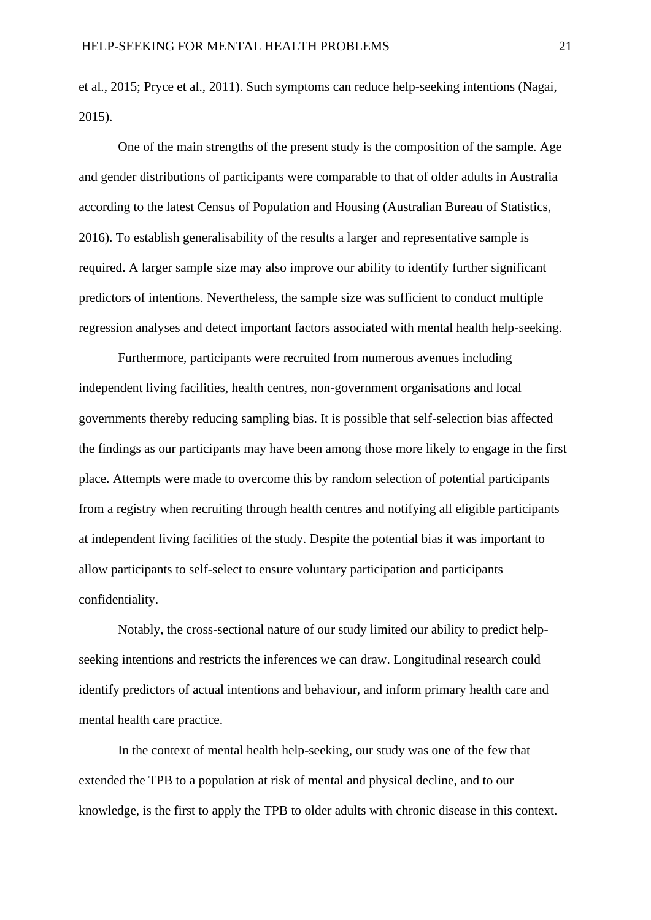et al., 2015; Pryce et al., 2011). Such symptoms can reduce help-seeking intentions (Nagai, 2015).

One of the main strengths of the present study is the composition of the sample. Age and gender distributions of participants were comparable to that of older adults in Australia according to the latest Census of Population and Housing (Australian Bureau of Statistics, 2016). To establish generalisability of the results a larger and representative sample is required. A larger sample size may also improve our ability to identify further significant predictors of intentions. Nevertheless, the sample size was sufficient to conduct multiple regression analyses and detect important factors associated with mental health help-seeking.

Furthermore, participants were recruited from numerous avenues including independent living facilities, health centres, non-government organisations and local governments thereby reducing sampling bias. It is possible that self-selection bias affected the findings as our participants may have been among those more likely to engage in the first place. Attempts were made to overcome this by random selection of potential participants from a registry when recruiting through health centres and notifying all eligible participants at independent living facilities of the study. Despite the potential bias it was important to allow participants to self-select to ensure voluntary participation and participants confidentiality.

Notably, the cross-sectional nature of our study limited our ability to predict help-seeking intentions and restricts the inferences we can draw. Longitudinal research could identify predictors of actual intentions and behaviour, and inform primary health care and mental health care practice.

In the context of mental health help-seeking, our study was one of the few that extended the TPB to a population at risk of mental and physical decline, and to our knowledge, is the first to apply the TPB to older adults with chronic disease in this context.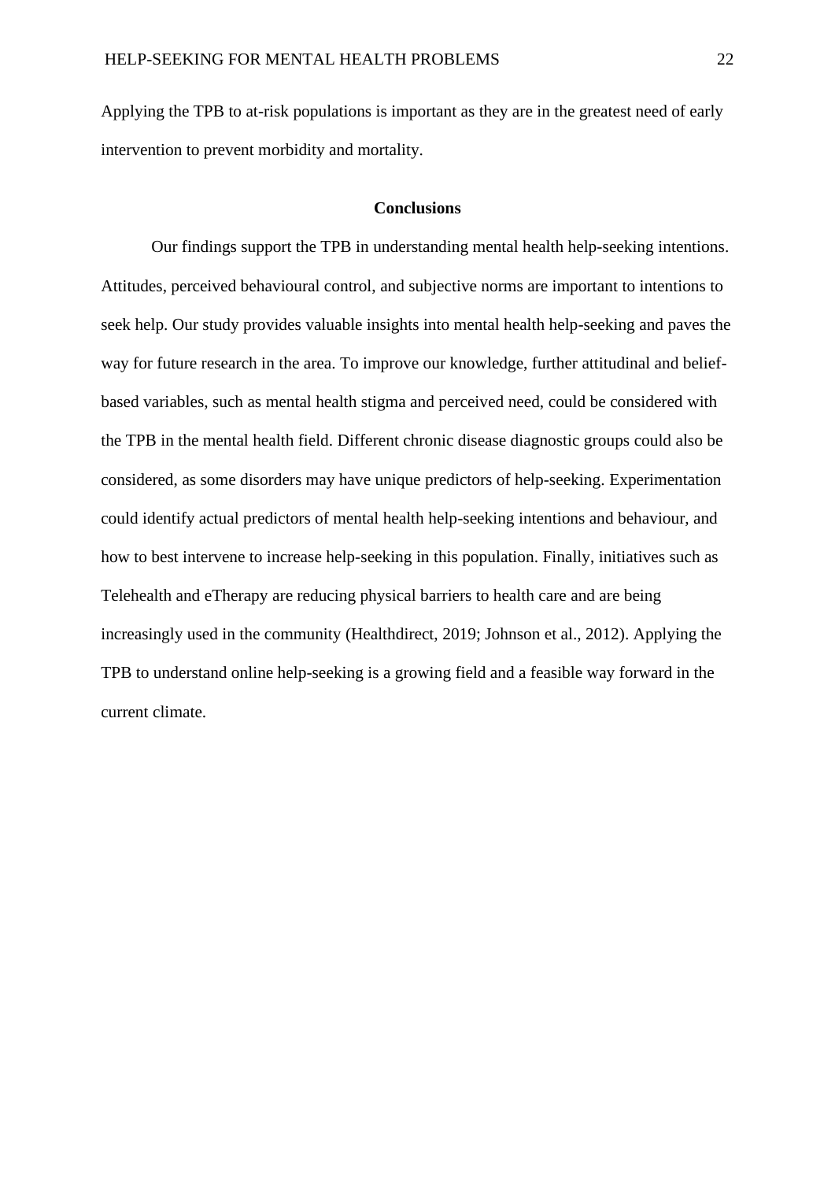Applying the TPB to at-risk populations is important as they are in the greatest need of early intervention to prevent morbidity and mortality.

## Conclusions

Our findings support the TPB in understanding mental health help-seeking intentions. Attitudes, perceived behavioural control, and subjective norms are important to intentions to seek help. Our study provides valuable insights into mental health help-seeking and paves the way for future research in the area. To improve our knowledge, further attitudinal and belief-based variables, such as mental health stigma and perceived need, could be considered with the TPB in the mental health field. Different chronic disease diagnostic groups could also be considered, as some disorders may have unique predictors of help-seeking. Experimentation could identify actual predictors of mental health help-seeking intentions and behaviour, and how to best intervene to increase help-seeking in this population. Finally, initiatives such as Telehealth and eTherapy are reducing physical barriers to health care and are being increasingly used in the community (Healthdirect, 2019; Johnson et al., 2012). Applying the TPB to understand online help-seeking is a growing field and a feasible way forward in the current climate.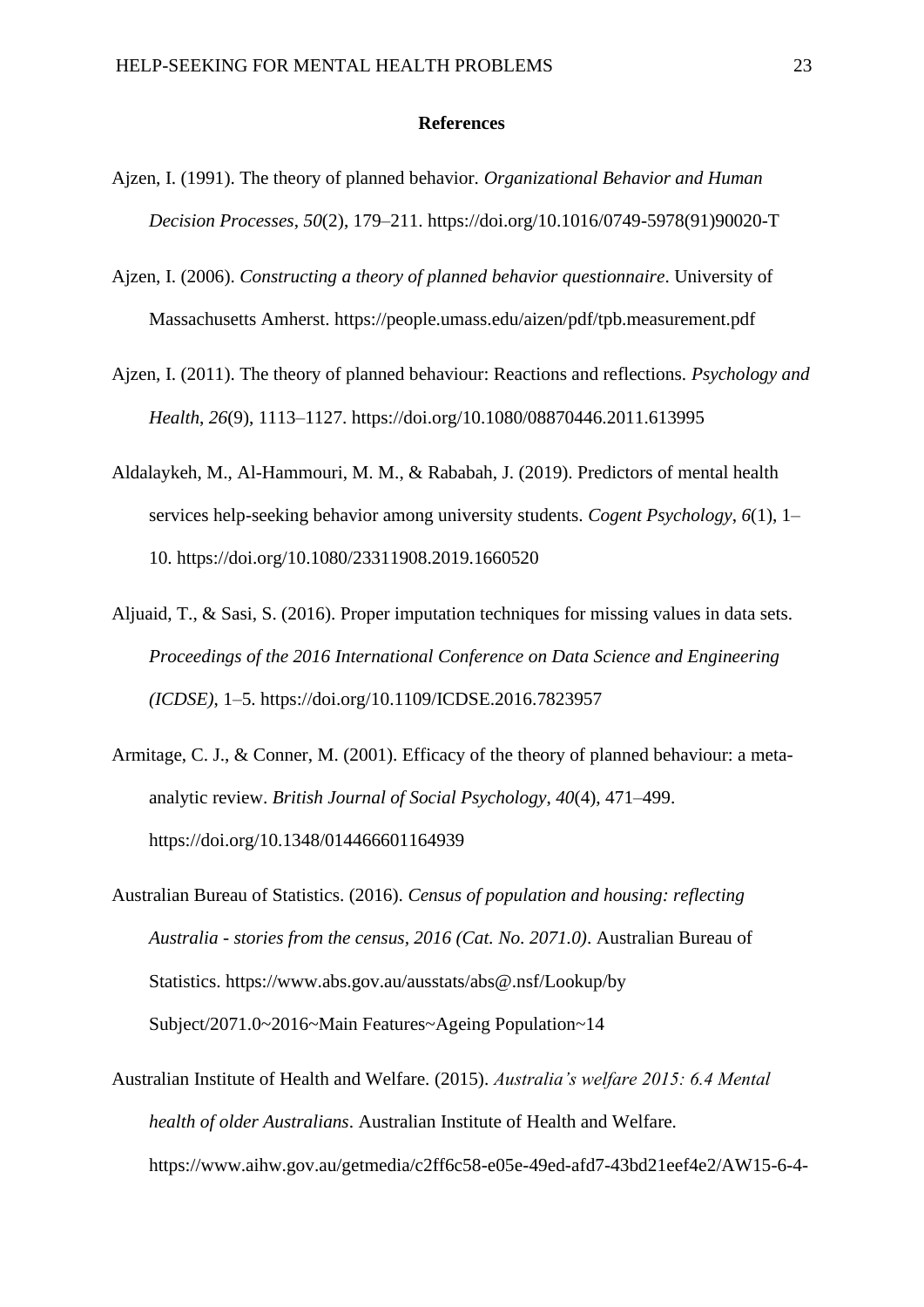## References

Ajzen, I. (1991). The theory of planned behavior. *Organizational Behavior and Human Decision Processes*, *50*(2), 179–211. https://doi.org/10.1016/0749-5978(91)90020-T

Ajzen, I. (2006). *Constructing a theory of planned behavior questionnaire*. University of Massachusetts Amherst. https://people.umass.edu/aizen/pdf/tpb.measurement.pdf

Ajzen, I. (2011). The theory of planned behaviour: Reactions and reflections. *Psychology and Health*, *26*(9), 1113–1127. https://doi.org/10.1080/08870446.2011.613995

Aldalaykeh, M., Al-Hammouri, M. M., & Rababah, J. (2019). Predictors of mental health services help-seeking behavior among university students. *Cogent Psychology*, *6*(1), 1–10. https://doi.org/10.1080/23311908.2019.1660520

Aljuaid, T., & Sasi, S. (2016). Proper imputation techniques for missing values in data sets. *Proceedings of the 2016 International Conference on Data Science and Engineering (ICDSE)*, 1–5. https://doi.org/10.1109/ICDSE.2016.7823957

Armitage, C. J., & Conner, M. (2001). Efficacy of the theory of planned behaviour: a meta-analytic review. *British Journal of Social Psychology*, *40*(4), 471–499. https://doi.org/10.1348/014466601164939

Australian Bureau of Statistics. (2016). *Census of population and housing: reflecting Australia - stories from the census, 2016 (Cat. No. 2071.0)*. Australian Bureau of Statistics. https://www.abs.gov.au/ausstats/abs@.nsf/Lookup/by Subject/2071.0~2016~Main Features~Ageing Population~14

Australian Institute of Health and Welfare. (2015). *Australia's welfare 2015: 6.4 Mental health of older Australians*. Australian Institute of Health and Welfare. https://www.aihw.gov.au/getmedia/c2ff6c58-e05e-49ed-afd7-43bd21eef4e2/AW15-6-4-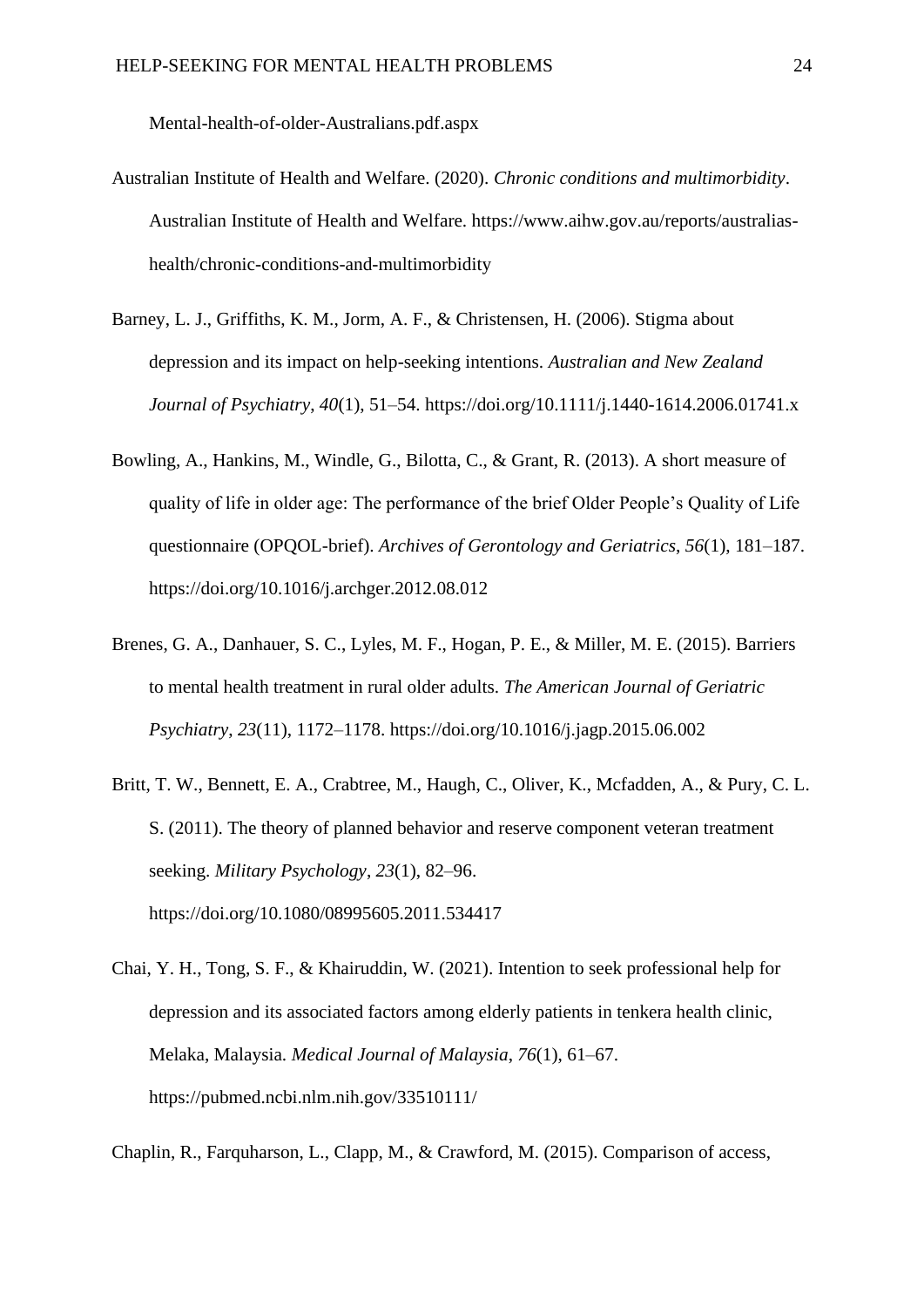Mental-health-of-older-Australians.pdf.aspx

Australian Institute of Health and Welfare. (2020). *Chronic conditions and multimorbidity*. Australian Institute of Health and Welfare. https://www.aihw.gov.au/reports/australias-health/chronic-conditions-and-multimorbidity

Barney, L. J., Griffiths, K. M., Jorm, A. F., & Christensen, H. (2006). Stigma about depression and its impact on help-seeking intentions. *Australian and New Zealand Journal of Psychiatry*, *40*(1), 51–54. https://doi.org/10.1111/j.1440-1614.2006.01741.x

Bowling, A., Hankins, M., Windle, G., Bilotta, C., & Grant, R. (2013). A short measure of quality of life in older age: The performance of the brief Older People's Quality of Life questionnaire (OPQOL-brief). *Archives of Gerontology and Geriatrics*, *56*(1), 181–187. https://doi.org/10.1016/j.archger.2012.08.012

Brenes, G. A., Danhauer, S. C., Lyles, M. F., Hogan, P. E., & Miller, M. E. (2015). Barriers to mental health treatment in rural older adults. *The American Journal of Geriatric Psychiatry*, *23*(11), 1172–1178. https://doi.org/10.1016/j.jagp.2015.06.002

Britt, T. W., Bennett, E. A., Crabtree, M., Haugh, C., Oliver, K., Mcfadden, A., & Pury, C. L. S. (2011). The theory of planned behavior and reserve component veteran treatment seeking. *Military Psychology*, *23*(1), 82–96. https://doi.org/10.1080/08995605.2011.534417

Chai, Y. H., Tong, S. F., & Khairuddin, W. (2021). Intention to seek professional help for depression and its associated factors among elderly patients in tenkera health clinic, Melaka, Malaysia. *Medical Journal of Malaysia*, *76*(1), 61–67. https://pubmed.ncbi.nlm.nih.gov/33510111/

Chaplin, R., Farquharson, L., Clapp, M., & Crawford, M. (2015). Comparison of access,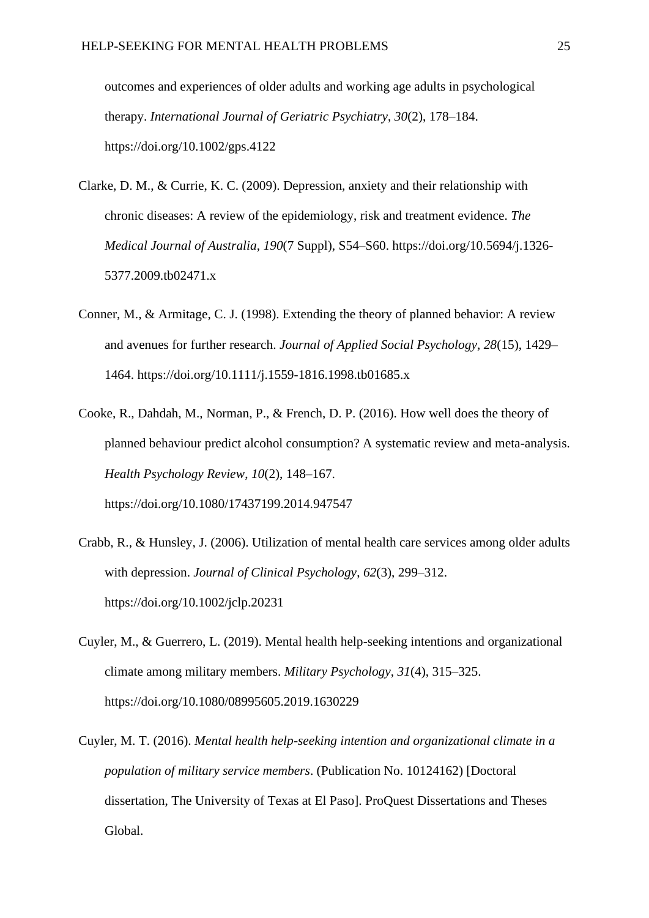outcomes and experiences of older adults and working age adults in psychological therapy. *International Journal of Geriatric Psychiatry*, *30*(2), 178–184. https://doi.org/10.1002/gps.4122

Clarke, D. M., & Currie, K. C. (2009). Depression, anxiety and their relationship with chronic diseases: A review of the epidemiology, risk and treatment evidence. *The Medical Journal of Australia*, *190*(7 Suppl), S54–S60. https://doi.org/10.5694/j.1326-5377.2009.tb02471.x

Conner, M., & Armitage, C. J. (1998). Extending the theory of planned behavior: A review and avenues for further research. *Journal of Applied Social Psychology*, *28*(15), 1429–1464. https://doi.org/10.1111/j.1559-1816.1998.tb01685.x

Cooke, R., Dahdah, M., Norman, P., & French, D. P. (2016). How well does the theory of planned behaviour predict alcohol consumption? A systematic review and meta-analysis. *Health Psychology Review*, *10*(2), 148–167. https://doi.org/10.1080/17437199.2014.947547

Crabb, R., & Hunsley, J. (2006). Utilization of mental health care services among older adults with depression. *Journal of Clinical Psychology*, *62*(3), 299–312. https://doi.org/10.1002/jclp.20231

Cuyler, M., & Guerrero, L. (2019). Mental health help-seeking intentions and organizational climate among military members. *Military Psychology*, *31*(4), 315–325. https://doi.org/10.1080/08995605.2019.1630229

Cuyler, M. T. (2016). *Mental health help-seeking intention and organizational climate in a population of military service members*. (Publication No. 10124162) [Doctoral dissertation, The University of Texas at El Paso]. ProQuest Dissertations and Theses Global.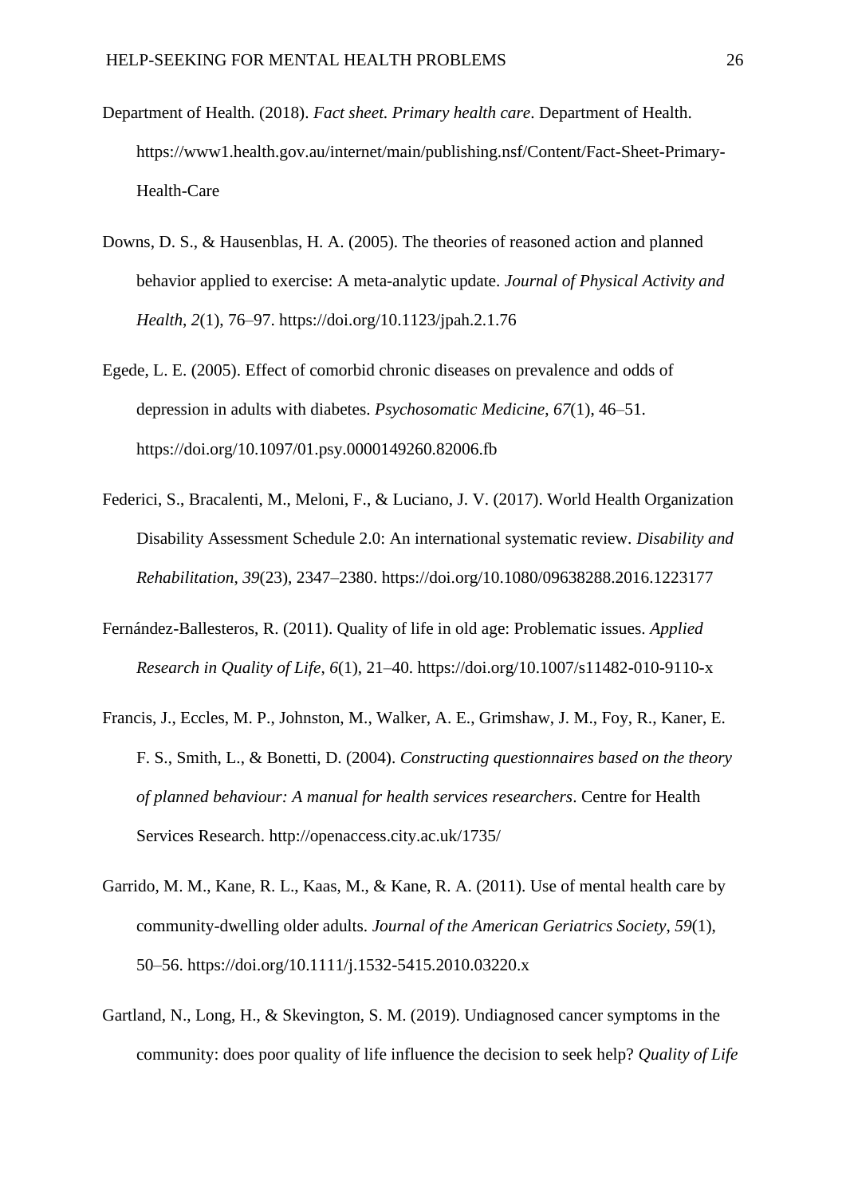Department of Health. (2018). *Fact sheet. Primary health care*. Department of Health. https://www1.health.gov.au/internet/main/publishing.nsf/Content/Fact-Sheet-Primary-Health-Care

Downs, D. S., & Hausenblas, H. A. (2005). The theories of reasoned action and planned behavior applied to exercise: A meta-analytic update. *Journal of Physical Activity and Health*, *2*(1), 76–97. https://doi.org/10.1123/jpah.2.1.76

Egede, L. E. (2005). Effect of comorbid chronic diseases on prevalence and odds of depression in adults with diabetes. *Psychosomatic Medicine*, *67*(1), 46–51. https://doi.org/10.1097/01.psy.0000149260.82006.fb

Federici, S., Bracalenti, M., Meloni, F., & Luciano, J. V. (2017). World Health Organization Disability Assessment Schedule 2.0: An international systematic review. *Disability and Rehabilitation*, *39*(23), 2347–2380. https://doi.org/10.1080/09638288.2016.1223177

Fernández-Ballesteros, R. (2011). Quality of life in old age: Problematic issues. *Applied Research in Quality of Life*, *6*(1), 21–40. https://doi.org/10.1007/s11482-010-9110-x

Francis, J., Eccles, M. P., Johnston, M., Walker, A. E., Grimshaw, J. M., Foy, R., Kaner, E. F. S., Smith, L., & Bonetti, D. (2004). *Constructing questionnaires based on the theory of planned behaviour: A manual for health services researchers*. Centre for Health Services Research. http://openaccess.city.ac.uk/1735/

Garrido, M. M., Kane, R. L., Kaas, M., & Kane, R. A. (2011). Use of mental health care by community-dwelling older adults. *Journal of the American Geriatrics Society*, *59*(1), 50–56. https://doi.org/10.1111/j.1532-5415.2010.03220.x

Gartland, N., Long, H., & Skevington, S. M. (2019). Undiagnosed cancer symptoms in the community: does poor quality of life influence the decision to seek help? *Quality of Life*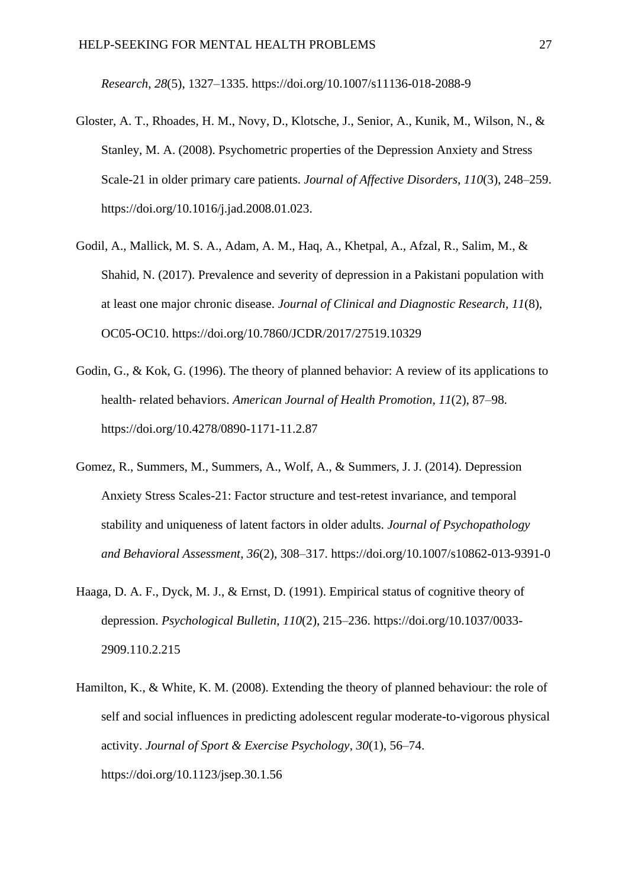*Research*, *28*(5), 1327–1335. https://doi.org/10.1007/s11136-018-2088-9

Gloster, A. T., Rhoades, H. M., Novy, D., Klotsche, J., Senior, A., Kunik, M., Wilson, N., & Stanley, M. A. (2008). Psychometric properties of the Depression Anxiety and Stress Scale-21 in older primary care patients. *Journal of Affective Disorders*, *110*(3), 248–259. https://doi.org/10.1016/j.jad.2008.01.023.

Godil, A., Mallick, M. S. A., Adam, A. M., Haq, A., Khetpal, A., Afzal, R., Salim, M., & Shahid, N. (2017). Prevalence and severity of depression in a Pakistani population with at least one major chronic disease. *Journal of Clinical and Diagnostic Research*, *11*(8), OC05-OC10. https://doi.org/10.7860/JCDR/2017/27519.10329

Godin, G., & Kok, G. (1996). The theory of planned behavior: A review of its applications to health- related behaviors. *American Journal of Health Promotion*, *11*(2), 87–98. https://doi.org/10.4278/0890-1171-11.2.87

Gomez, R., Summers, M., Summers, A., Wolf, A., & Summers, J. J. (2014). Depression Anxiety Stress Scales-21: Factor structure and test-retest invariance, and temporal stability and uniqueness of latent factors in older adults. *Journal of Psychopathology and Behavioral Assessment*, *36*(2), 308–317. https://doi.org/10.1007/s10862-013-9391-0

Haaga, D. A. F., Dyck, M. J., & Ernst, D. (1991). Empirical status of cognitive theory of depression. *Psychological Bulletin*, *110*(2), 215–236. https://doi.org/10.1037/0033-2909.110.2.215

Hamilton, K., & White, K. M. (2008). Extending the theory of planned behaviour: the role of self and social influences in predicting adolescent regular moderate-to-vigorous physical activity. *Journal of Sport & Exercise Psychology*, *30*(1), 56–74. https://doi.org/10.1123/jsep.30.1.56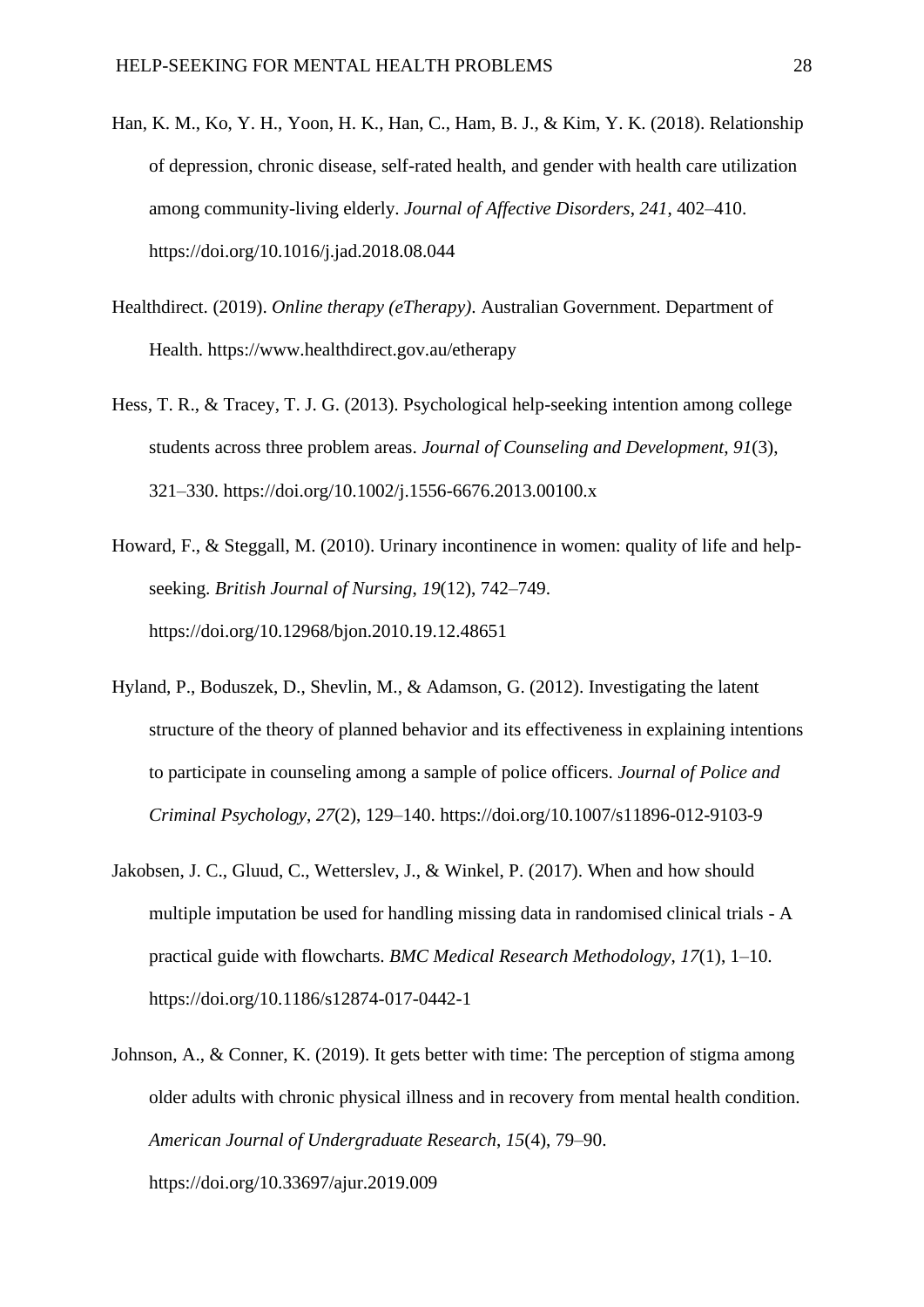Han, K. M., Ko, Y. H., Yoon, H. K., Han, C., Ham, B. J., & Kim, Y. K. (2018). Relationship of depression, chronic disease, self-rated health, and gender with health care utilization among community-living elderly. *Journal of Affective Disorders*, *241*, 402–410. https://doi.org/10.1016/j.jad.2018.08.044

Healthdirect. (2019). *Online therapy (eTherapy)*. Australian Government. Department of Health. https://www.healthdirect.gov.au/etherapy

Hess, T. R., & Tracey, T. J. G. (2013). Psychological help-seeking intention among college students across three problem areas. *Journal of Counseling and Development*, *91*(3), 321–330. https://doi.org/10.1002/j.1556-6676.2013.00100.x

Howard, F., & Steggall, M. (2010). Urinary incontinence in women: quality of life and help-seeking. *British Journal of Nursing*, *19*(12), 742–749. https://doi.org/10.12968/bjon.2010.19.12.48651

Hyland, P., Boduszek, D., Shevlin, M., & Adamson, G. (2012). Investigating the latent structure of the theory of planned behavior and its effectiveness in explaining intentions to participate in counseling among a sample of police officers. *Journal of Police and Criminal Psychology*, *27*(2), 129–140. https://doi.org/10.1007/s11896-012-9103-9

Jakobsen, J. C., Gluud, C., Wetterslev, J., & Winkel, P. (2017). When and how should multiple imputation be used for handling missing data in randomised clinical trials - A practical guide with flowcharts. *BMC Medical Research Methodology*, *17*(1), 1–10. https://doi.org/10.1186/s12874-017-0442-1

Johnson, A., & Conner, K. (2019). It gets better with time: The perception of stigma among older adults with chronic physical illness and in recovery from mental health condition. *American Journal of Undergraduate Research*, *15*(4), 79–90. https://doi.org/10.33697/ajur.2019.009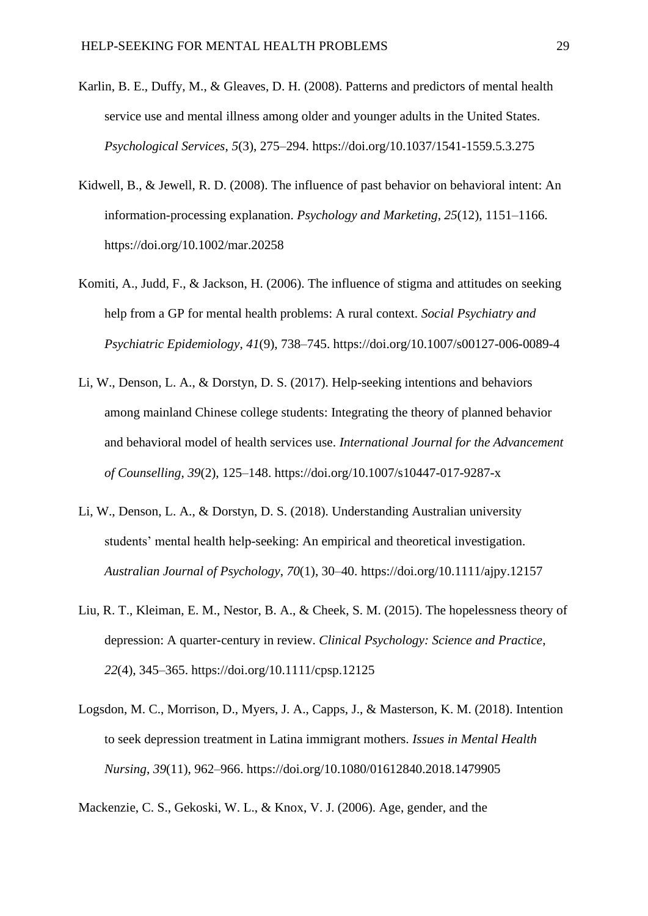Karlin, B. E., Duffy, M., & Gleaves, D. H. (2008). Patterns and predictors of mental health service use and mental illness among older and younger adults in the United States. *Psychological Services*, *5*(3), 275–294. https://doi.org/10.1037/1541-1559.5.3.275

Kidwell, B., & Jewell, R. D. (2008). The influence of past behavior on behavioral intent: An information-processing explanation. *Psychology and Marketing*, *25*(12), 1151–1166. https://doi.org/10.1002/mar.20258

Komiti, A., Judd, F., & Jackson, H. (2006). The influence of stigma and attitudes on seeking help from a GP for mental health problems: A rural context. *Social Psychiatry and Psychiatric Epidemiology*, *41*(9), 738–745. https://doi.org/10.1007/s00127-006-0089-4

Li, W., Denson, L. A., & Dorstyn, D. S. (2017). Help-seeking intentions and behaviors among mainland Chinese college students: Integrating the theory of planned behavior and behavioral model of health services use. *International Journal for the Advancement of Counselling*, *39*(2), 125–148. https://doi.org/10.1007/s10447-017-9287-x

Li, W., Denson, L. A., & Dorstyn, D. S. (2018). Understanding Australian university students' mental health help-seeking: An empirical and theoretical investigation. *Australian Journal of Psychology*, *70*(1), 30–40. https://doi.org/10.1111/ajpy.12157

Liu, R. T., Kleiman, E. M., Nestor, B. A., & Cheek, S. M. (2015). The hopelessness theory of depression: A quarter-century in review. *Clinical Psychology: Science and Practice*, *22*(4), 345–365. https://doi.org/10.1111/cpsp.12125

Logsdon, M. C., Morrison, D., Myers, J. A., Capps, J., & Masterson, K. M. (2018). Intention to seek depression treatment in Latina immigrant mothers. *Issues in Mental Health Nursing*, *39*(11), 962–966. https://doi.org/10.1080/01612840.2018.1479905

Mackenzie, C. S., Gekoski, W. L., & Knox, V. J. (2006). Age, gender, and the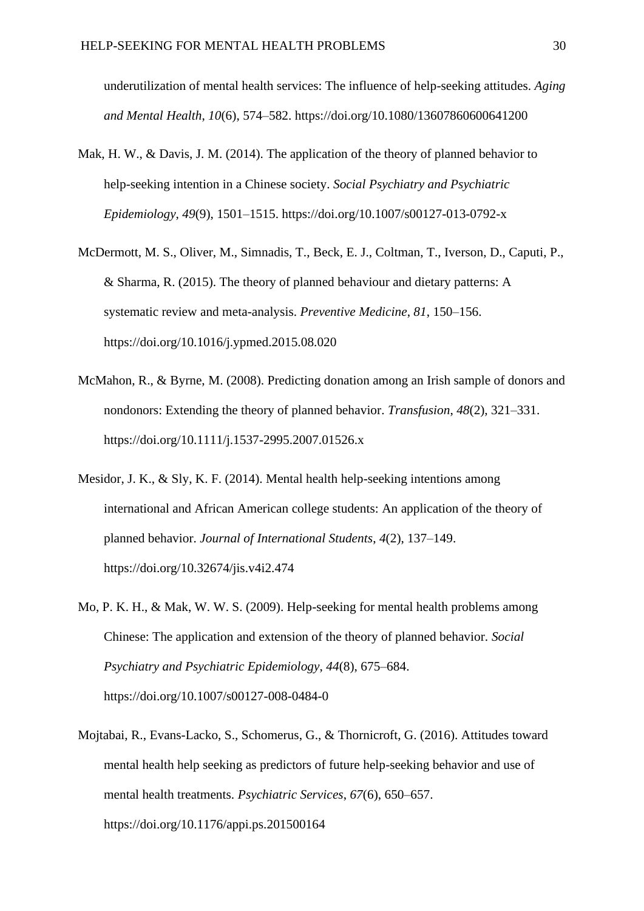underutilization of mental health services: The influence of help-seeking attitudes. *Aging and Mental Health*, *10*(6), 574–582. https://doi.org/10.1080/13607860600641200

Mak, H. W., & Davis, J. M. (2014). The application of the theory of planned behavior to help-seeking intention in a Chinese society. *Social Psychiatry and Psychiatric Epidemiology*, *49*(9), 1501–1515. https://doi.org/10.1007/s00127-013-0792-x

McDermott, M. S., Oliver, M., Simnadis, T., Beck, E. J., Coltman, T., Iverson, D., Caputi, P., & Sharma, R. (2015). The theory of planned behaviour and dietary patterns: A systematic review and meta-analysis. *Preventive Medicine*, *81*, 150–156. https://doi.org/10.1016/j.ypmed.2015.08.020

McMahon, R., & Byrne, M. (2008). Predicting donation among an Irish sample of donors and nondonors: Extending the theory of planned behavior. *Transfusion*, *48*(2), 321–331. https://doi.org/10.1111/j.1537-2995.2007.01526.x

Mesidor, J. K., & Sly, K. F. (2014). Mental health help-seeking intentions among international and African American college students: An application of the theory of planned behavior. *Journal of International Students*, *4*(2), 137–149. https://doi.org/10.32674/jis.v4i2.474

Mo, P. K. H., & Mak, W. W. S. (2009). Help-seeking for mental health problems among Chinese: The application and extension of the theory of planned behavior. *Social Psychiatry and Psychiatric Epidemiology*, *44*(8), 675–684. https://doi.org/10.1007/s00127-008-0484-0

Mojtabai, R., Evans-Lacko, S., Schomerus, G., & Thornicroft, G. (2016). Attitudes toward mental health help seeking as predictors of future help-seeking behavior and use of mental health treatments. *Psychiatric Services*, *67*(6), 650–657. https://doi.org/10.1176/appi.ps.201500164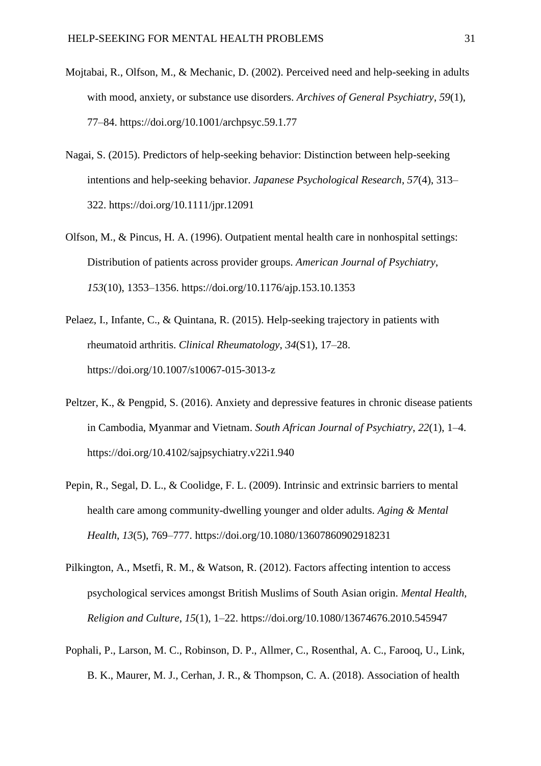Mojtabai, R., Olfson, M., & Mechanic, D. (2002). Perceived need and help-seeking in adults with mood, anxiety, or substance use disorders. *Archives of General Psychiatry*, *59*(1), 77–84. https://doi.org/10.1001/archpsyc.59.1.77

Nagai, S. (2015). Predictors of help-seeking behavior: Distinction between help-seeking intentions and help-seeking behavior. *Japanese Psychological Research*, *57*(4), 313–322. https://doi.org/10.1111/jpr.12091

Olfson, M., & Pincus, H. A. (1996). Outpatient mental health care in nonhospital settings: Distribution of patients across provider groups. *American Journal of Psychiatry*, *153*(10), 1353–1356. https://doi.org/10.1176/ajp.153.10.1353

Pelaez, I., Infante, C., & Quintana, R. (2015). Help-seeking trajectory in patients with rheumatoid arthritis. *Clinical Rheumatology*, *34*(S1), 17–28. https://doi.org/10.1007/s10067-015-3013-z

Peltzer, K., & Pengpid, S. (2016). Anxiety and depressive features in chronic disease patients in Cambodia, Myanmar and Vietnam. *South African Journal of Psychiatry*, *22*(1), 1–4. https://doi.org/10.4102/sajpsychiatry.v22i1.940

Pepin, R., Segal, D. L., & Coolidge, F. L. (2009). Intrinsic and extrinsic barriers to mental health care among community-dwelling younger and older adults. *Aging & Mental Health*, *13*(5), 769–777. https://doi.org/10.1080/13607860902918231

Pilkington, A., Msetfi, R. M., & Watson, R. (2012). Factors affecting intention to access psychological services amongst British Muslims of South Asian origin. *Mental Health, Religion and Culture*, *15*(1), 1–22. https://doi.org/10.1080/13674676.2010.545947

Pophali, P., Larson, M. C., Robinson, D. P., Allmer, C., Rosenthal, A. C., Farooq, U., Link, B. K., Maurer, M. J., Cerhan, J. R., & Thompson, C. A. (2018). Association of health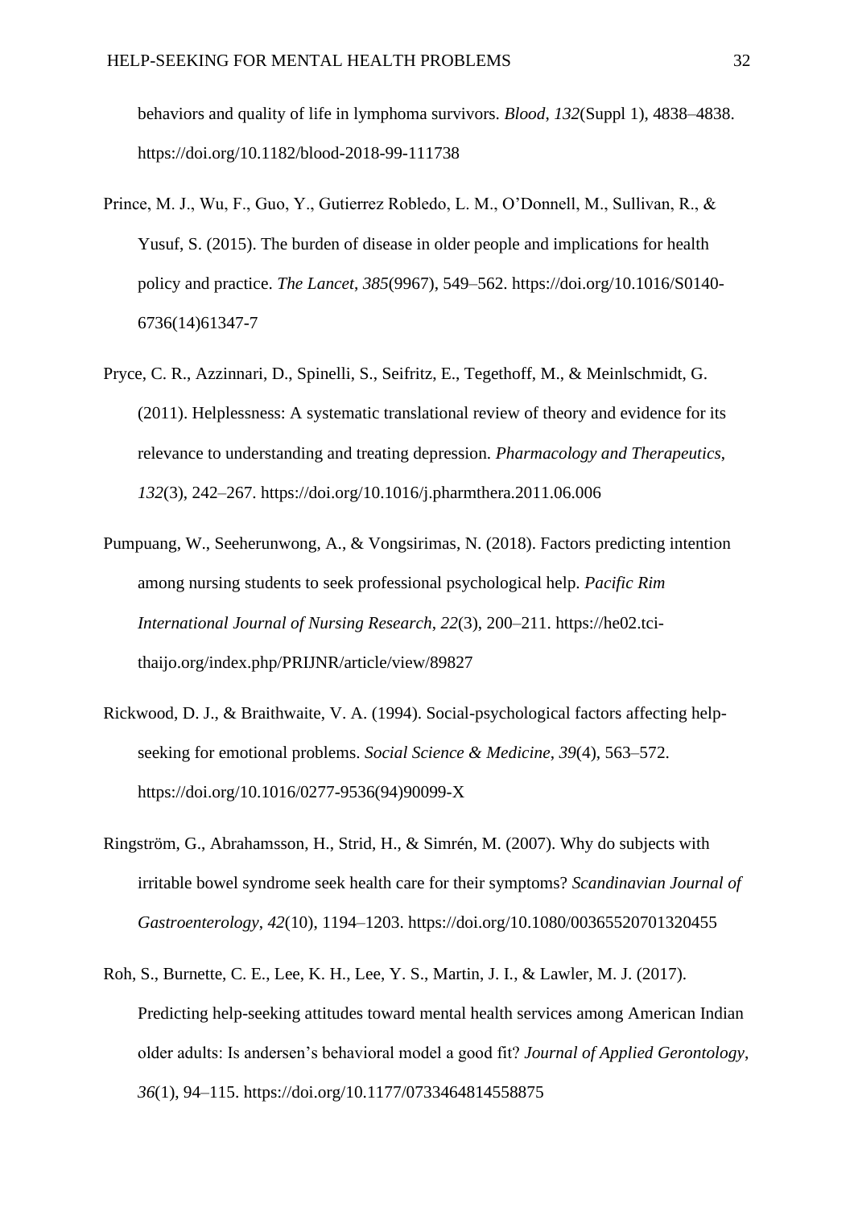behaviors and quality of life in lymphoma survivors. *Blood*, *132*(Suppl 1), 4838–4838. https://doi.org/10.1182/blood-2018-99-111738

Prince, M. J., Wu, F., Guo, Y., Gutierrez Robledo, L. M., O'Donnell, M., Sullivan, R., & Yusuf, S. (2015). The burden of disease in older people and implications for health policy and practice. *The Lancet*, *385*(9967), 549–562. https://doi.org/10.1016/S0140-6736(14)61347-7

Pryce, C. R., Azzinnari, D., Spinelli, S., Seifritz, E., Tegethoff, M., & Meinlschmidt, G. (2011). Helplessness: A systematic translational review of theory and evidence for its relevance to understanding and treating depression. *Pharmacology and Therapeutics*, *132*(3), 242–267. https://doi.org/10.1016/j.pharmthera.2011.06.006

Pumpuang, W., Seeherunwong, A., & Vongsirimas, N. (2018). Factors predicting intention among nursing students to seek professional psychological help. *Pacific Rim International Journal of Nursing Research*, *22*(3), 200–211. https://he02.tci-thaijo.org/index.php/PRIJNR/article/view/89827

Rickwood, D. J., & Braithwaite, V. A. (1994). Social-psychological factors affecting help-seeking for emotional problems. *Social Science & Medicine*, *39*(4), 563–572. https://doi.org/10.1016/0277-9536(94)90099-X

Ringström, G., Abrahamsson, H., Strid, H., & Simrén, M. (2007). Why do subjects with irritable bowel syndrome seek health care for their symptoms? *Scandinavian Journal of Gastroenterology*, *42*(10), 1194–1203. https://doi.org/10.1080/00365520701320455

Roh, S., Burnette, C. E., Lee, K. H., Lee, Y. S., Martin, J. I., & Lawler, M. J. (2017). Predicting help-seeking attitudes toward mental health services among American Indian older adults: Is andersen's behavioral model a good fit? *Journal of Applied Gerontology*, *36*(1), 94–115. https://doi.org/10.1177/0733464814558875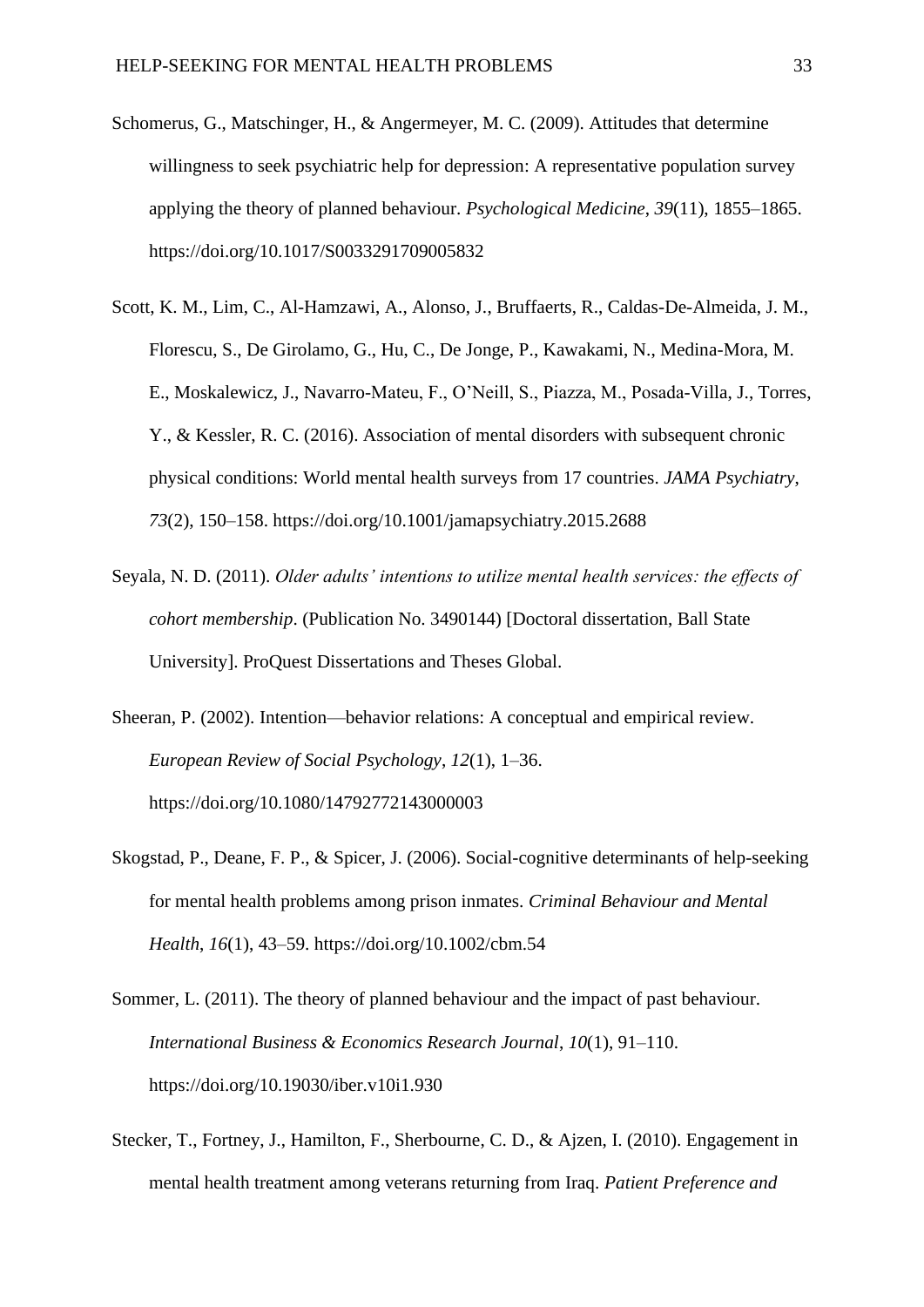Schomerus, G., Matschinger, H., & Angermeyer, M. C. (2009). Attitudes that determine willingness to seek psychiatric help for depression: A representative population survey applying the theory of planned behaviour. *Psychological Medicine*, *39*(11), 1855–1865. https://doi.org/10.1017/S0033291709005832

Scott, K. M., Lim, C., Al-Hamzawi, A., Alonso, J., Bruffaerts, R., Caldas-De-Almeida, J. M., Florescu, S., De Girolamo, G., Hu, C., De Jonge, P., Kawakami, N., Medina-Mora, M. E., Moskalewicz, J., Navarro-Mateu, F., O'Neill, S., Piazza, M., Posada-Villa, J., Torres, Y., & Kessler, R. C. (2016). Association of mental disorders with subsequent chronic physical conditions: World mental health surveys from 17 countries. *JAMA Psychiatry*, *73*(2), 150–158. https://doi.org/10.1001/jamapsychiatry.2015.2688

Seyala, N. D. (2011). *Older adults' intentions to utilize mental health services: the effects of cohort membership*. (Publication No. 3490144) [Doctoral dissertation, Ball State University]. ProQuest Dissertations and Theses Global.

Sheeran, P. (2002). Intention—behavior relations: A conceptual and empirical review. *European Review of Social Psychology*, *12*(1), 1–36. https://doi.org/10.1080/14792772143000003

Skogstad, P., Deane, F. P., & Spicer, J. (2006). Social-cognitive determinants of help-seeking for mental health problems among prison inmates. *Criminal Behaviour and Mental Health*, *16*(1), 43–59. https://doi.org/10.1002/cbm.54

Sommer, L. (2011). The theory of planned behaviour and the impact of past behaviour. *International Business & Economics Research Journal*, *10*(1), 91–110. https://doi.org/10.19030/iber.v10i1.930

Stecker, T., Fortney, J., Hamilton, F., Sherbourne, C. D., & Ajzen, I. (2010). Engagement in mental health treatment among veterans returning from Iraq. *Patient Preference and*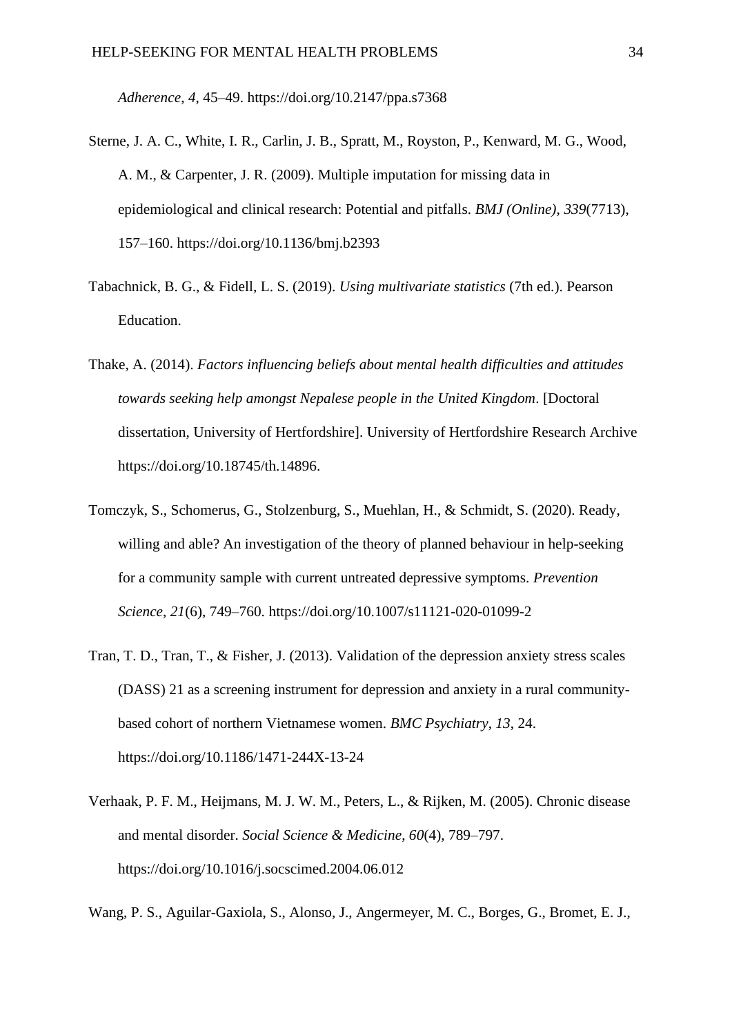*Adherence*, *4*, 45–49. https://doi.org/10.2147/ppa.s7368

Sterne, J. A. C., White, I. R., Carlin, J. B., Spratt, M., Royston, P., Kenward, M. G., Wood, A. M., & Carpenter, J. R. (2009). Multiple imputation for missing data in epidemiological and clinical research: Potential and pitfalls. *BMJ (Online)*, *339*(7713), 157–160. https://doi.org/10.1136/bmj.b2393

Tabachnick, B. G., & Fidell, L. S. (2019). *Using multivariate statistics* (7th ed.). Pearson Education.

Thake, A. (2014). *Factors influencing beliefs about mental health difficulties and attitudes towards seeking help amongst Nepalese people in the United Kingdom*. [Doctoral dissertation, University of Hertfordshire]. University of Hertfordshire Research Archive https://doi.org/10.18745/th.14896.

Tomczyk, S., Schomerus, G., Stolzenburg, S., Muehlan, H., & Schmidt, S. (2020). Ready, willing and able? An investigation of the theory of planned behaviour in help-seeking for a community sample with current untreated depressive symptoms. *Prevention Science*, *21*(6), 749–760. https://doi.org/10.1007/s11121-020-01099-2

Tran, T. D., Tran, T., & Fisher, J. (2013). Validation of the depression anxiety stress scales (DASS) 21 as a screening instrument for depression and anxiety in a rural community-based cohort of northern Vietnamese women. *BMC Psychiatry*, *13*, 24. https://doi.org/10.1186/1471-244X-13-24

Verhaak, P. F. M., Heijmans, M. J. W. M., Peters, L., & Rijken, M. (2005). Chronic disease and mental disorder. *Social Science & Medicine*, *60*(4), 789–797. https://doi.org/10.1016/j.socscimed.2004.06.012

Wang, P. S., Aguilar-Gaxiola, S., Alonso, J., Angermeyer, M. C., Borges, G., Bromet, E. J.,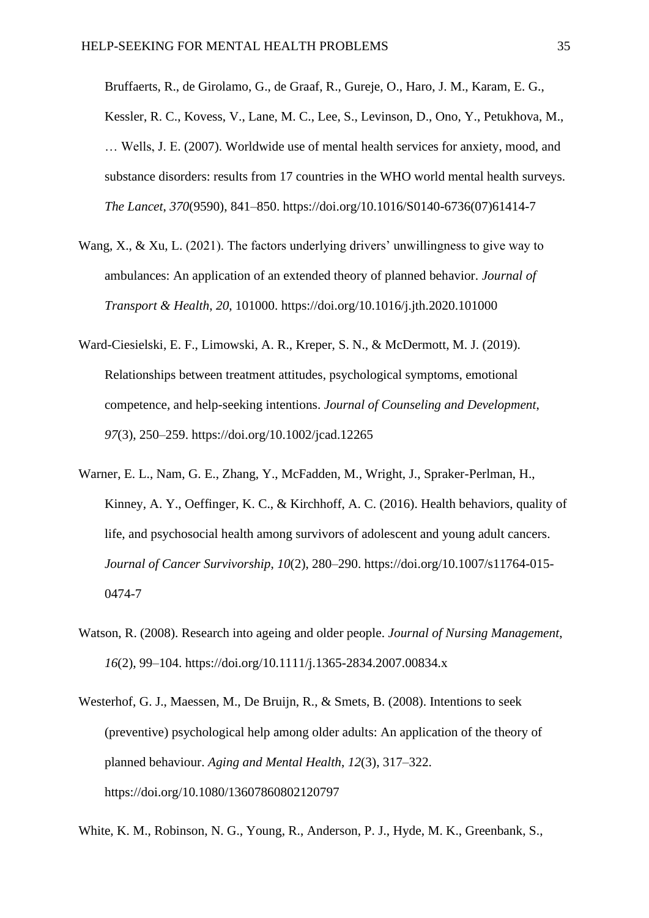Bruffaerts, R., de Girolamo, G., de Graaf, R., Gureje, O., Haro, J. M., Karam, E. G., Kessler, R. C., Kovess, V., Lane, M. C., Lee, S., Levinson, D., Ono, Y., Petukhova, M., … Wells, J. E. (2007). Worldwide use of mental health services for anxiety, mood, and substance disorders: results from 17 countries in the WHO world mental health surveys. *The Lancet*, *370*(9590), 841–850. https://doi.org/10.1016/S0140-6736(07)61414-7

Wang, X., & Xu, L. (2021). The factors underlying drivers' unwillingness to give way to ambulances: An application of an extended theory of planned behavior. *Journal of Transport & Health*, *20*, 101000. https://doi.org/10.1016/j.jth.2020.101000

Ward-Ciesielski, E. F., Limowski, A. R., Kreper, S. N., & McDermott, M. J. (2019). Relationships between treatment attitudes, psychological symptoms, emotional competence, and help-seeking intentions. *Journal of Counseling and Development*, *97*(3), 250–259. https://doi.org/10.1002/jcad.12265

Warner, E. L., Nam, G. E., Zhang, Y., McFadden, M., Wright, J., Spraker-Perlman, H., Kinney, A. Y., Oeffinger, K. C., & Kirchhoff, A. C. (2016). Health behaviors, quality of life, and psychosocial health among survivors of adolescent and young adult cancers. *Journal of Cancer Survivorship*, *10*(2), 280–290. https://doi.org/10.1007/s11764-015-0474-7

Watson, R. (2008). Research into ageing and older people. *Journal of Nursing Management*, *16*(2), 99–104. https://doi.org/10.1111/j.1365-2834.2007.00834.x

Westerhof, G. J., Maessen, M., De Bruijn, R., & Smets, B. (2008). Intentions to seek (preventive) psychological help among older adults: An application of the theory of planned behaviour. *Aging and Mental Health*, *12*(3), 317–322. https://doi.org/10.1080/13607860802120797

White, K. M., Robinson, N. G., Young, R., Anderson, P. J., Hyde, M. K., Greenbank, S.,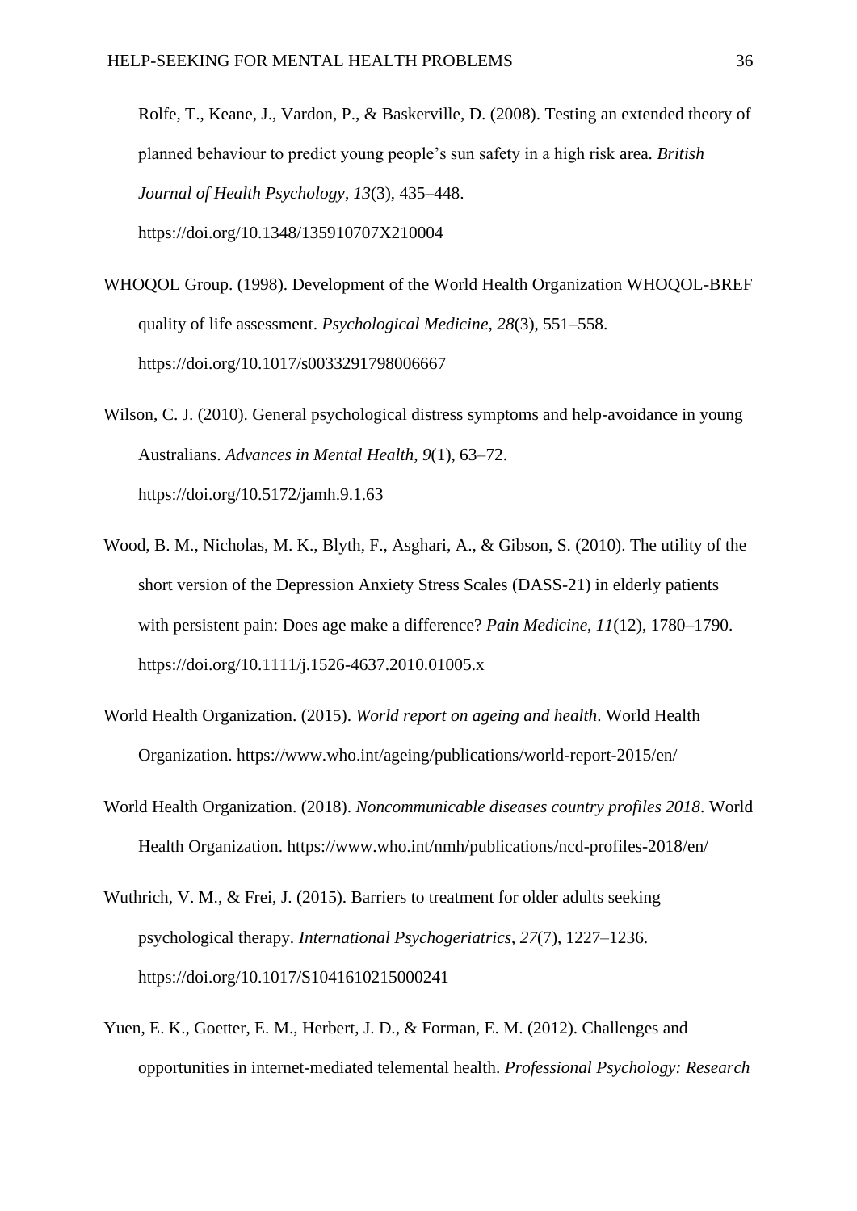Rolfe, T., Keane, J., Vardon, P., & Baskerville, D. (2008). Testing an extended theory of planned behaviour to predict young people's sun safety in a high risk area. *British Journal of Health Psychology*, *13*(3), 435–448. https://doi.org/10.1348/135910707X210004

WHOQOL Group. (1998). Development of the World Health Organization WHOQOL-BREF quality of life assessment. *Psychological Medicine*, *28*(3), 551–558. https://doi.org/10.1017/s0033291798006667

Wilson, C. J. (2010). General psychological distress symptoms and help-avoidance in young Australians. *Advances in Mental Health*, *9*(1), 63–72. https://doi.org/10.5172/jamh.9.1.63

Wood, B. M., Nicholas, M. K., Blyth, F., Asghari, A., & Gibson, S. (2010). The utility of the short version of the Depression Anxiety Stress Scales (DASS-21) in elderly patients with persistent pain: Does age make a difference? *Pain Medicine*, *11*(12), 1780–1790. https://doi.org/10.1111/j.1526-4637.2010.01005.x

World Health Organization. (2015). *World report on ageing and health*. World Health Organization. https://www.who.int/ageing/publications/world-report-2015/en/

World Health Organization. (2018). *Noncommunicable diseases country profiles 2018*. World Health Organization. https://www.who.int/nmh/publications/ncd-profiles-2018/en/

Wuthrich, V. M., & Frei, J. (2015). Barriers to treatment for older adults seeking psychological therapy. *International Psychogeriatrics*, *27*(7), 1227–1236. https://doi.org/10.1017/S1041610215000241

Yuen, E. K., Goetter, E. M., Herbert, J. D., & Forman, E. M. (2012). Challenges and opportunities in internet-mediated telemental health. *Professional Psychology: Research*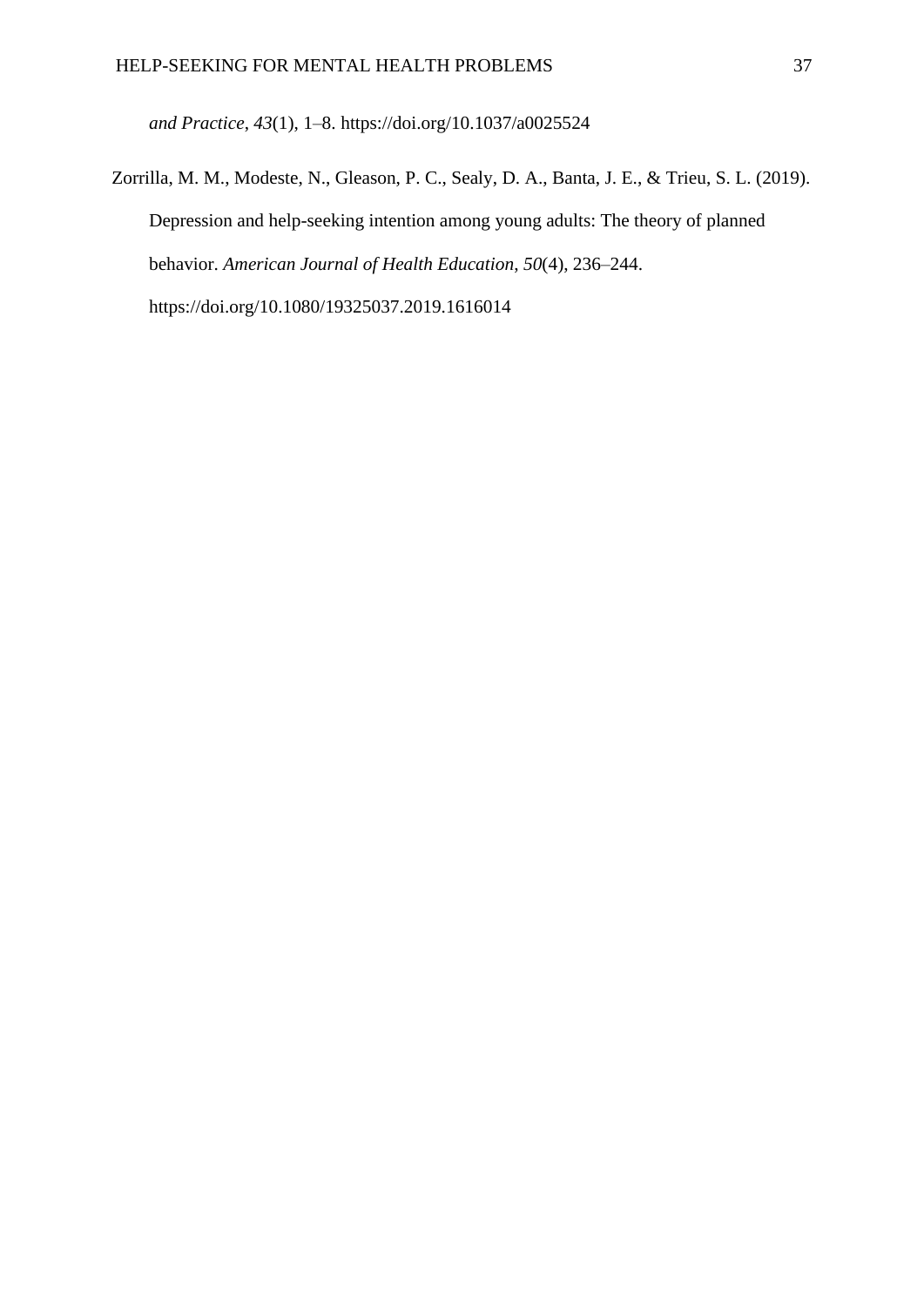*and Practice*, *43*(1), 1–8. https://doi.org/10.1037/a0025524

Zorrilla, M. M., Modeste, N., Gleason, P. C., Sealy, D. A., Banta, J. E., & Trieu, S. L. (2019). Depression and help-seeking intention among young adults: The theory of planned behavior. *American Journal of Health Education*, *50*(4), 236–244. https://doi.org/10.1080/19325037.2019.1616014